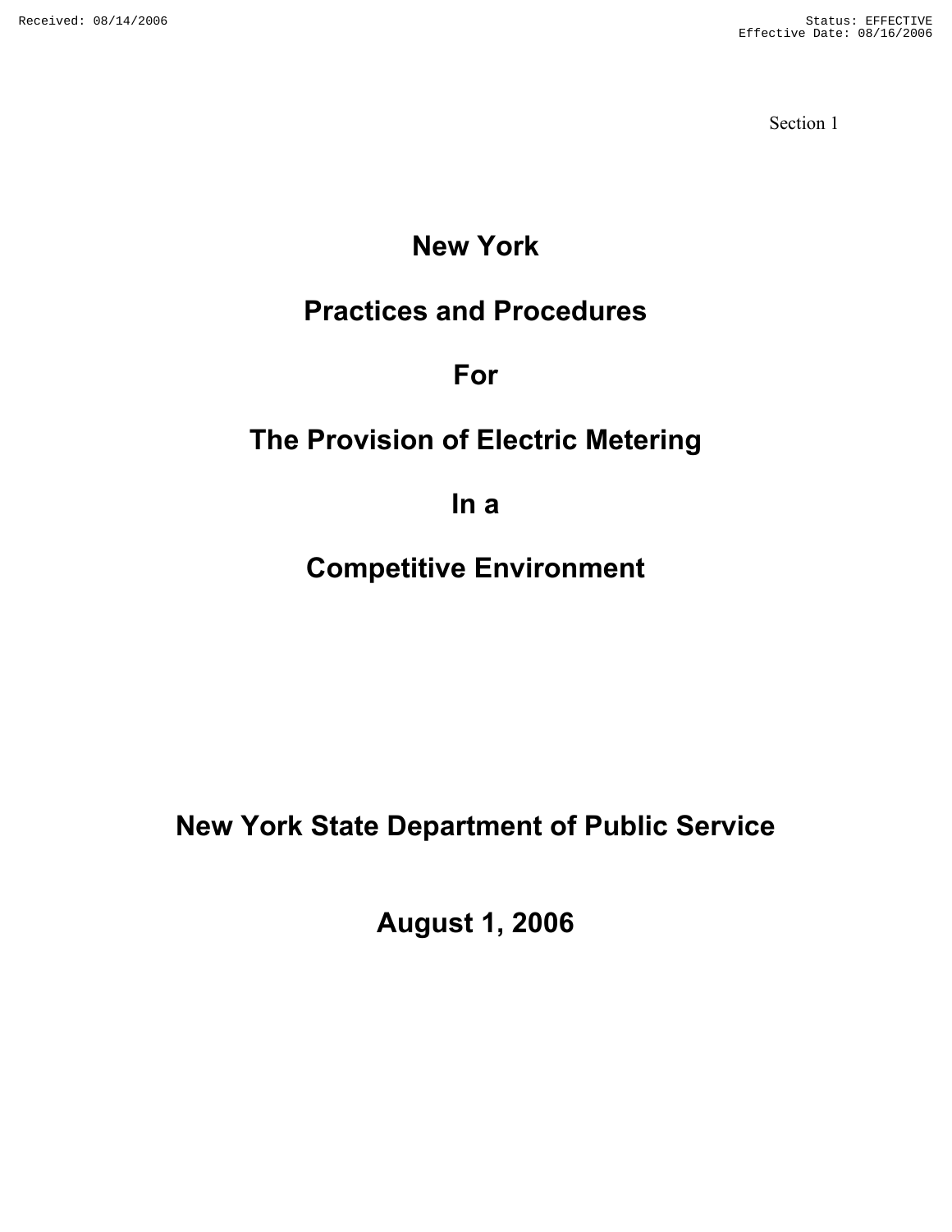Section 1

# New York

# Practices and Procedures

# For

# The Provision of Electric Metering

# In a

# Competitive Environment

## New York State Department of Public Service

## August 1, 2006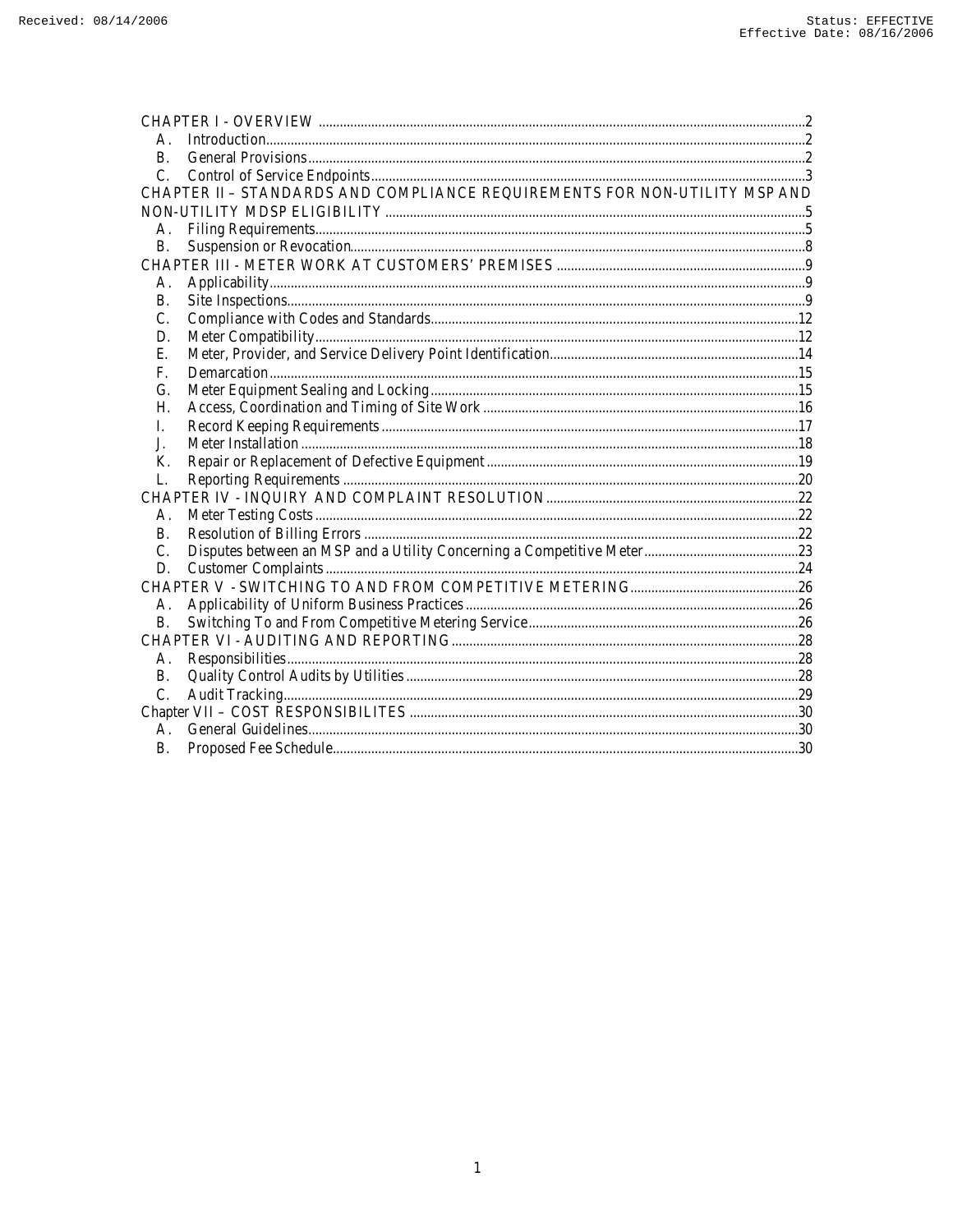CHAPTER I - OVERVIEW ..........2
- A. Introduction..........2
- B. General Provisions..........2
- C. Control of Service Endpoints..........3

CHAPTER II – STANDARDS AND COMPLIANCE REQUIREMENTS FOR NON-UTILITY MSP AND NON-UTILITY MDSP ELIGIBILITY ..........5
- A. Filing Requirements..........5
- B. Suspension or Revocation..........8

CHAPTER III - METER WORK AT CUSTOMERS' PREMISES ..........9
- A. Applicability..........9
- B. Site Inspections..........9
- C. Compliance with Codes and Standards..........12
- D. Meter Compatibility..........12
- E. Meter, Provider, and Service Delivery Point Identification..........14
- F. Demarcation..........15
- G. Meter Equipment Sealing and Locking..........15
- H. Access, Coordination and Timing of Site Work..........16
- I. Record Keeping Requirements..........17
- J. Meter Installation..........18
- K. Repair or Replacement of Defective Equipment..........19
- L. Reporting Requirements..........20

CHAPTER IV - INQUIRY AND COMPLAINT RESOLUTION..........22
- A. Meter Testing Costs..........22
- B. Resolution of Billing Errors..........22
- C. Disputes between an MSP and a Utility Concerning a Competitive Meter..........23
- D. Customer Complaints..........24

CHAPTER V - SWITCHING TO AND FROM COMPETITIVE METERING..........26
- A. Applicability of Uniform Business Practices..........26
- B. Switching To and From Competitive Metering Service..........26

CHAPTER VI - AUDITING AND REPORTING..........28
- A. Responsibilities..........28
- B. Quality Control Audits by Utilities..........28
- C. Audit Tracking..........29

Chapter VII – COST RESPONSIBILITES..........30
- A. General Guidelines..........30
- B. Proposed Fee Schedule..........30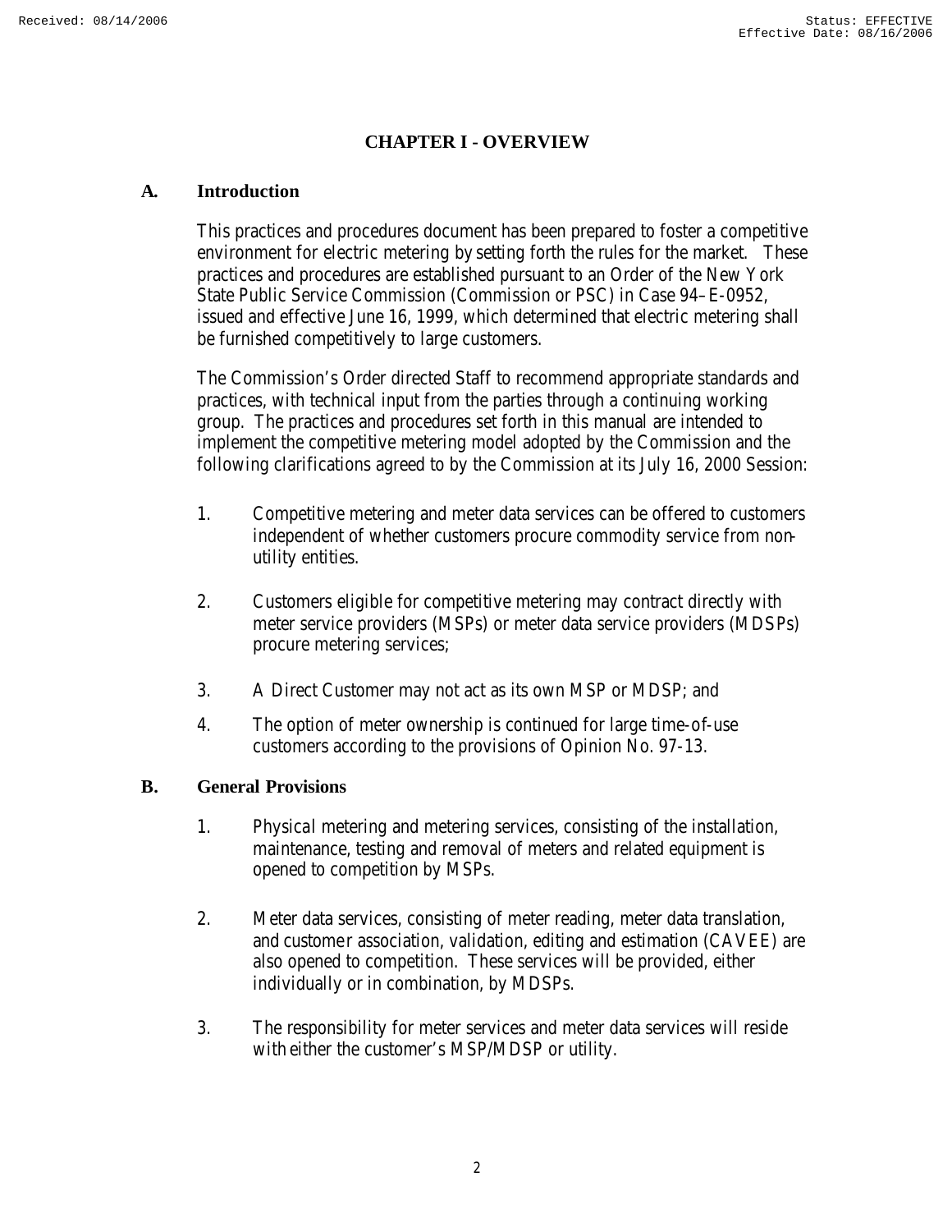# CHAPTER I - OVERVIEW

## A. Introduction

This practices and procedures document has been prepared to foster a competitive environment for electric metering by setting forth the rules for the market. These practices and procedures are established pursuant to an Order of the New York State Public Service Commission (Commission or PSC) in Case 94–E-0952, issued and effective June 16, 1999, which determined that electric metering shall be furnished competitively to large customers.

The Commission's Order directed Staff to recommend appropriate standards and practices, with technical input from the parties through a continuing working group. The practices and procedures set forth in this manual are intended to implement the competitive metering model adopted by the Commission and the following clarifications agreed to by the Commission at its July 16, 2000 Session:

1. Competitive metering and meter data services can be offered to customers independent of whether customers procure commodity service from non-utility entities.

2. Customers eligible for competitive metering may contract directly with meter service providers (MSPs) or meter data service providers (MDSPs) procure metering services;

3. A Direct Customer may not act as its own MSP or MDSP; and

4. The option of meter ownership is continued for large time-of-use customers according to the provisions of Opinion No. 97-13.

## B. General Provisions

1. Physical metering and metering services, consisting of the installation, maintenance, testing and removal of meters and related equipment is opened to competition by MSPs.

2. Meter data services, consisting of meter reading, meter data translation, and customer association, validation, editing and estimation (CAVEE) are also opened to competition. These services will be provided, either individually or in combination, by MDSPs.

3. The responsibility for meter services and meter data services will reside with either the customer's MSP/MDSP or utility.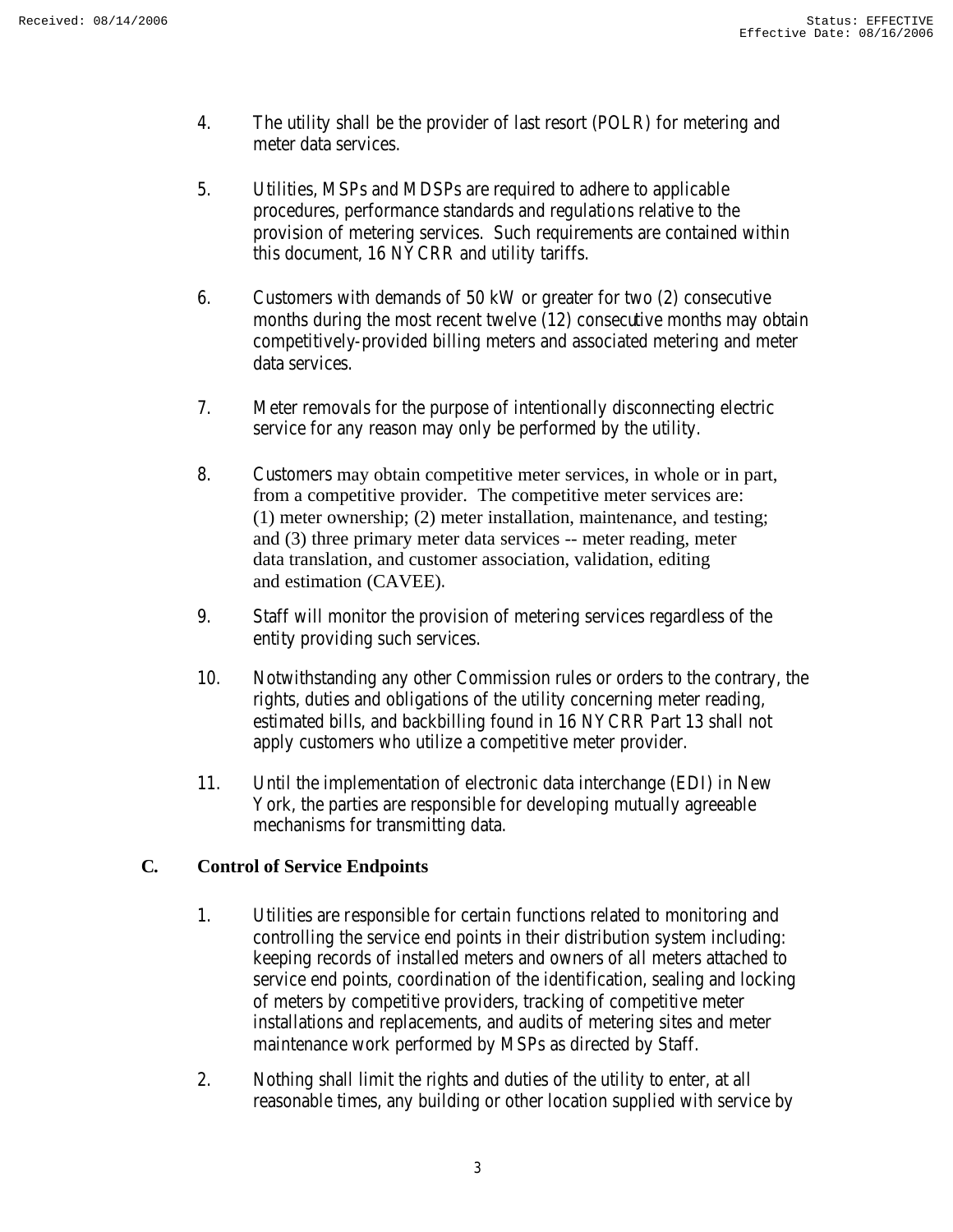4. The utility shall be the provider of last resort (POLR) for metering and meter data services.

5. Utilities, MSPs and MDSPs are required to adhere to applicable procedures, performance standards and regulations relative to the provision of metering services. Such requirements are contained within this document, 16 NYCRR and utility tariffs.

6. Customers with demands of 50 kW or greater for two (2) consecutive months during the most recent twelve (12) consecutive months may obtain competitively-provided billing meters and associated metering and meter data services.

7. Meter removals for the purpose of intentionally disconnecting electric service for any reason may only be performed by the utility.

8. Customers may obtain competitive meter services, in whole or in part, from a competitive provider. The competitive meter services are: (1) meter ownership; (2) meter installation, maintenance, and testing; and (3) three primary meter data services -- meter reading, meter data translation, and customer association, validation, editing and estimation (CAVEE).

9. Staff will monitor the provision of metering services regardless of the entity providing such services.

10. Notwithstanding any other Commission rules or orders to the contrary, the rights, duties and obligations of the utility concerning meter reading, estimated bills, and backbilling found in 16 NYCRR Part 13 shall not apply customers who utilize a competitive meter provider.

11. Until the implementation of electronic data interchange (EDI) in New York, the parties are responsible for developing mutually agreeable mechanisms for transmitting data.

## C. Control of Service Endpoints

1. Utilities are responsible for certain functions related to monitoring and controlling the service end points in their distribution system including: keeping records of installed meters and owners of all meters attached to service end points, coordination of the identification, sealing and locking of meters by competitive providers, tracking of competitive meter installations and replacements, and audits of metering sites and meter maintenance work performed by MSPs as directed by Staff.

2. Nothing shall limit the rights and duties of the utility to enter, at all reasonable times, any building or other location supplied with service by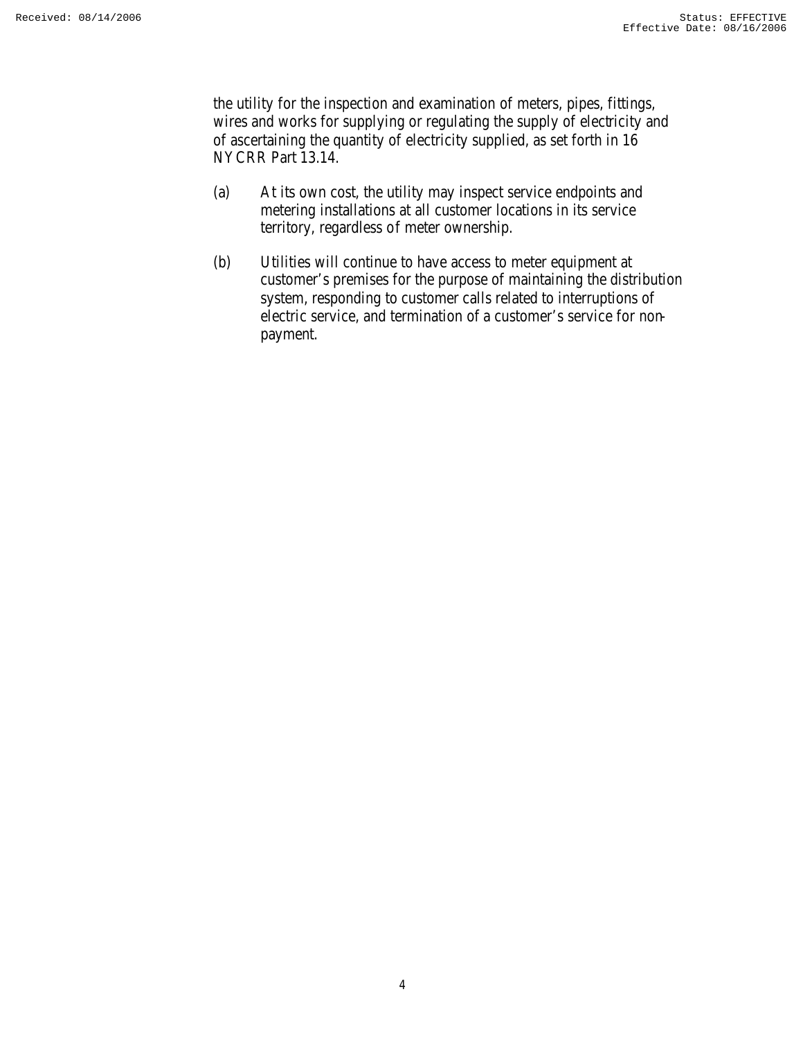the utility for the inspection and examination of meters, pipes, fittings, wires and works for supplying or regulating the supply of electricity and of ascertaining the quantity of electricity supplied, as set forth in 16 NYCRR Part 13.14.

(a) At its own cost, the utility may inspect service endpoints and metering installations at all customer locations in its service territory, regardless of meter ownership.

(b) Utilities will continue to have access to meter equipment at customer's premises for the purpose of maintaining the distribution system, responding to customer calls related to interruptions of electric service, and termination of a customer's service for non-payment.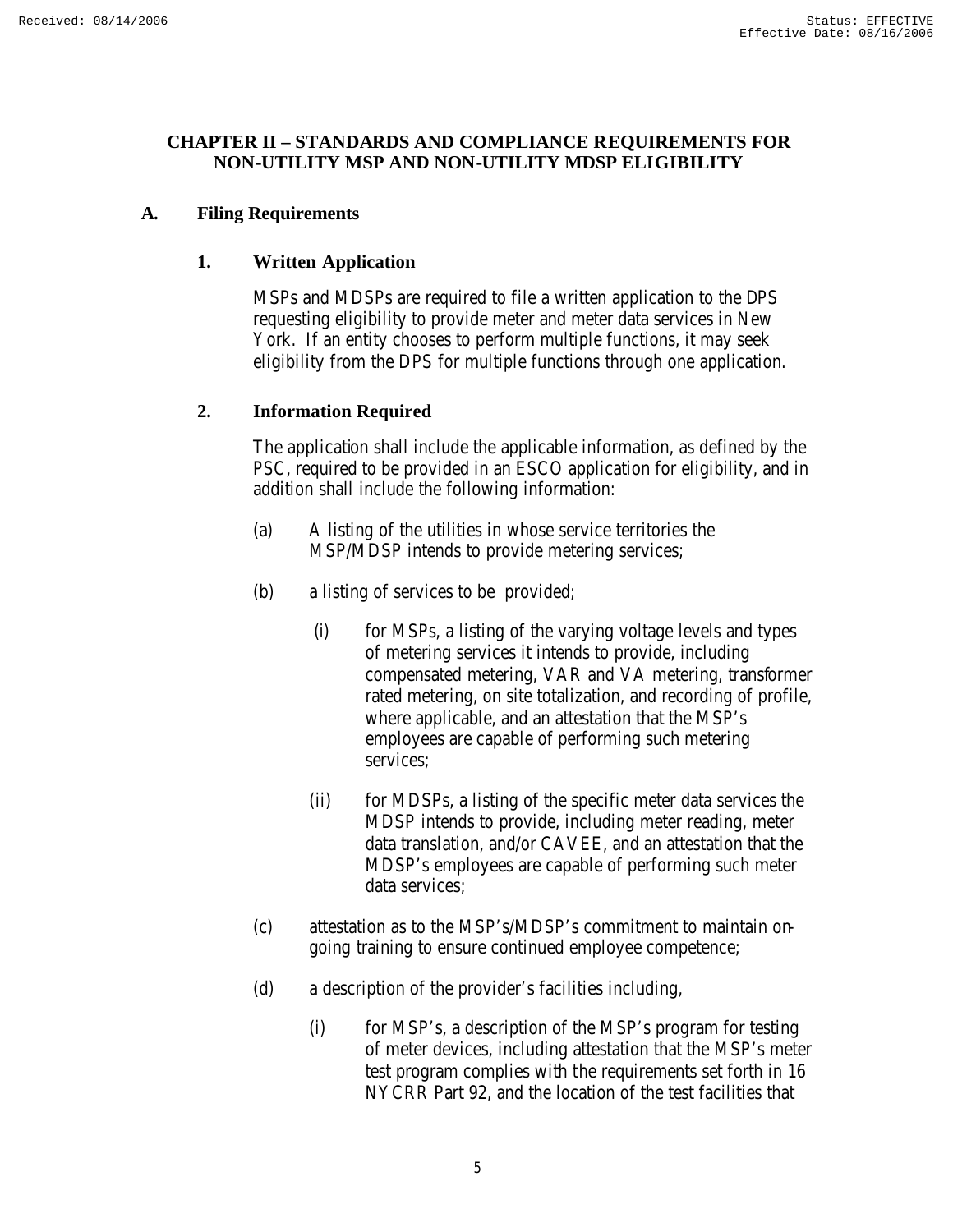## CHAPTER II – STANDARDS AND COMPLIANCE REQUIREMENTS FOR NON-UTILITY MSP AND NON-UTILITY MDSP ELIGIBILITY

### A. Filing Requirements

#### 1. Written Application

MSPs and MDSPs are required to file a written application to the DPS requesting eligibility to provide meter and meter data services in New York. If an entity chooses to perform multiple functions, it may seek eligibility from the DPS for multiple functions through one application.

#### 2. Information Required

The application shall include the applicable information, as defined by the PSC, required to be provided in an ESCO application for eligibility, and in addition shall include the following information:

(a) A listing of the utilities in whose service territories the MSP/MDSP intends to provide metering services;

(b) a listing of services to be provided;

(i) for MSPs, a listing of the varying voltage levels and types of metering services it intends to provide, including compensated metering, VAR and VA metering, transformer rated metering, on site totalization, and recording of profile, where applicable, and an attestation that the MSP's employees are capable of performing such metering services;

(ii) for MDSPs, a listing of the specific meter data services the MDSP intends to provide, including meter reading, meter data translation, and/or CAVEE, and an attestation that the MDSP's employees are capable of performing such meter data services;

(c) attestation as to the MSP's/MDSP's commitment to maintain on-going training to ensure continued employee competence;

(d) a description of the provider's facilities including,

(i) for MSP's, a description of the MSP's program for testing of meter devices, including attestation that the MSP's meter test program complies with the requirements set forth in 16 NYCRR Part 92, and the location of the test facilities that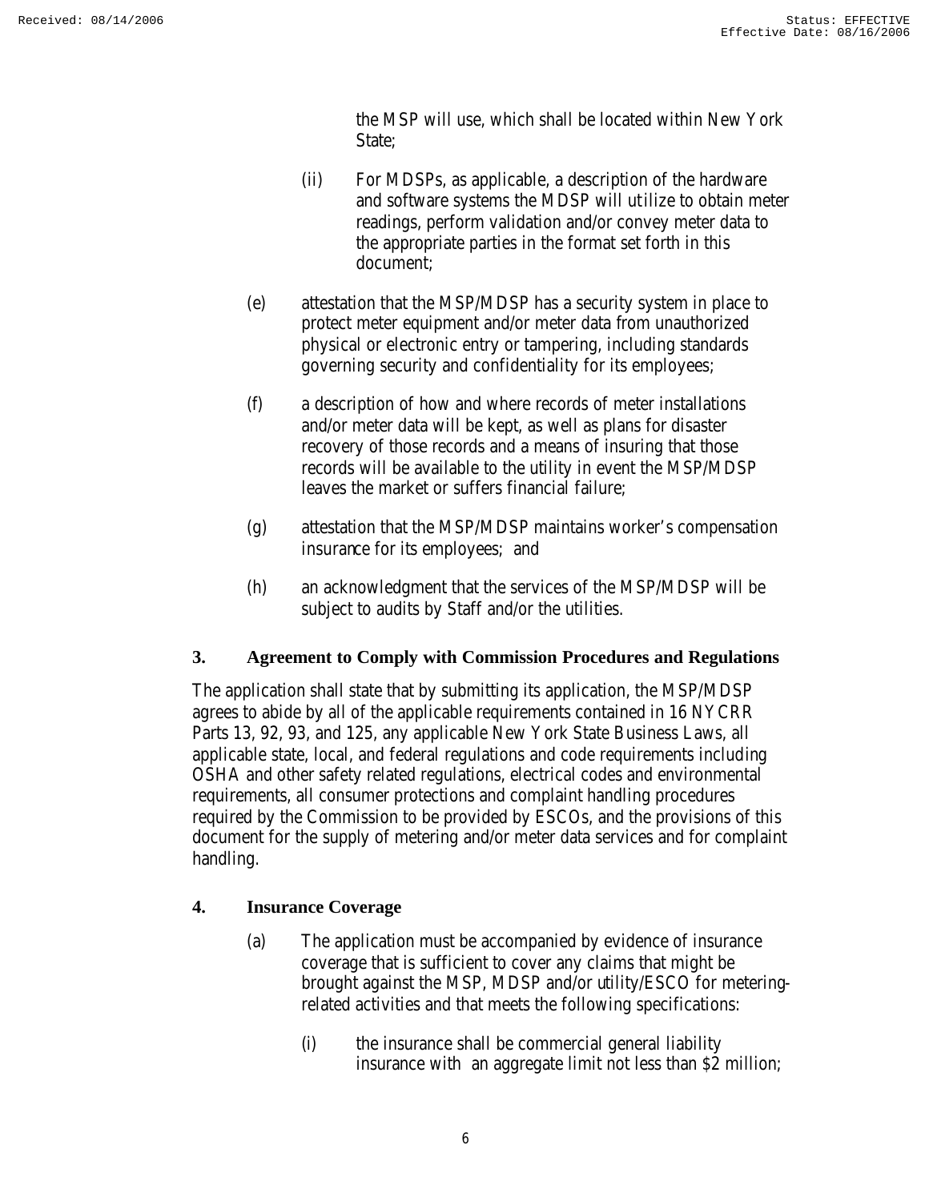the MSP will use, which shall be located within New York State;

(ii) For MDSPs, as applicable, a description of the hardware and software systems the MDSP will utilize to obtain meter readings, perform validation and/or convey meter data to the appropriate parties in the format set forth in this document;

(e) attestation that the MSP/MDSP has a security system in place to protect meter equipment and/or meter data from unauthorized physical or electronic entry or tampering, including standards governing security and confidentiality for its employees;

(f) a description of how and where records of meter installations and/or meter data will be kept, as well as plans for disaster recovery of those records and a means of insuring that those records will be available to the utility in event the MSP/MDSP leaves the market or suffers financial failure;

(g) attestation that the MSP/MDSP maintains worker's compensation insurance for its employees; and

(h) an acknowledgment that the services of the MSP/MDSP will be subject to audits by Staff and/or the utilities.

### 3. Agreement to Comply with Commission Procedures and Regulations

The application shall state that by submitting its application, the MSP/MDSP agrees to abide by all of the applicable requirements contained in 16 NYCRR Parts 13, 92, 93, and 125, any applicable New York State Business Laws, all applicable state, local, and federal regulations and code requirements including OSHA and other safety related regulations, electrical codes and environmental requirements, all consumer protections and complaint handling procedures required by the Commission to be provided by ESCOs, and the provisions of this document for the supply of metering and/or meter data services and for complaint handling.

### 4. Insurance Coverage

(a) The application must be accompanied by evidence of insurance coverage that is sufficient to cover any claims that might be brought against the MSP, MDSP and/or utility/ESCO for metering-related activities and that meets the following specifications:

(i) the insurance shall be commercial general liability insurance with an aggregate limit not less than $2 million;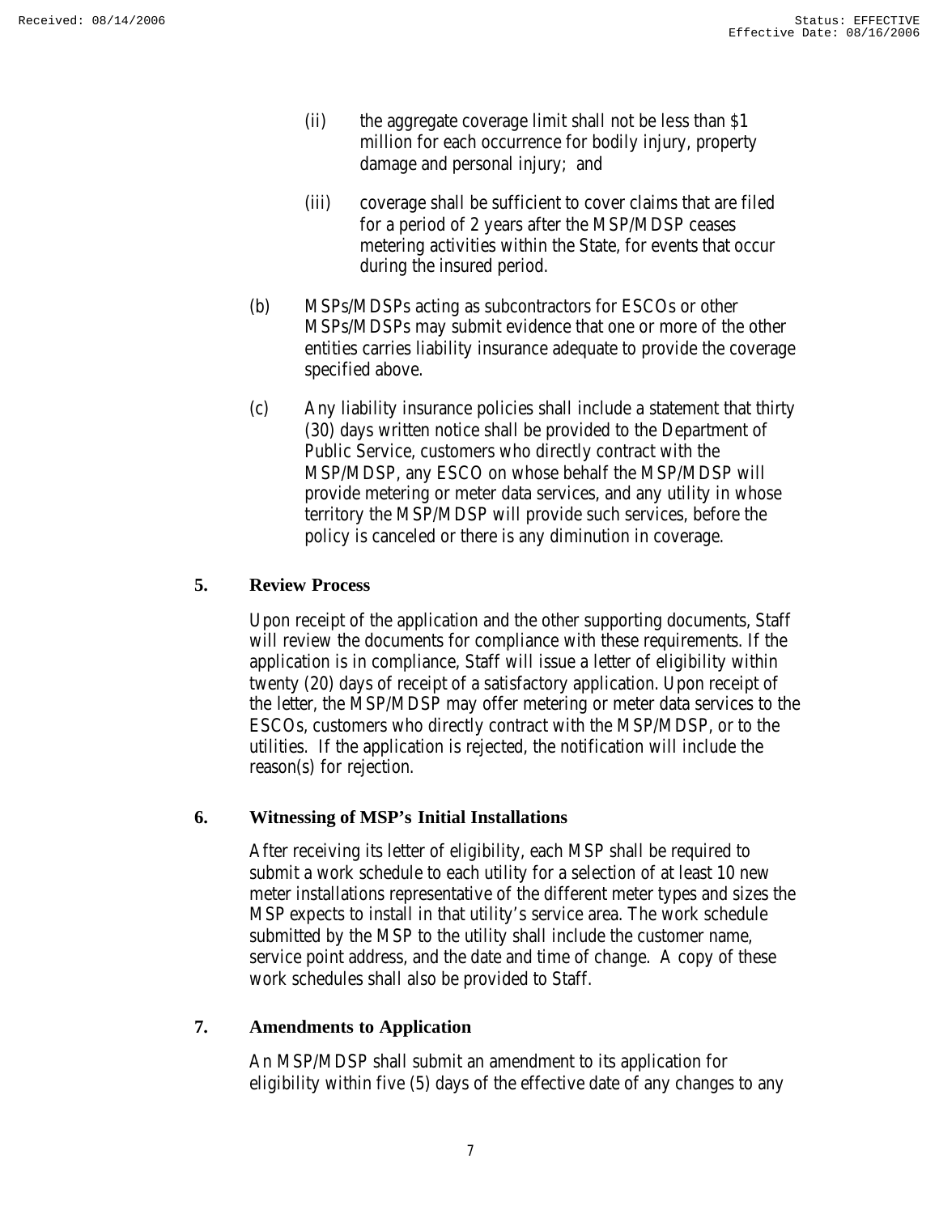(ii) the aggregate coverage limit shall not be less than $1 million for each occurrence for bodily injury, property damage and personal injury; and

(iii) coverage shall be sufficient to cover claims that are filed for a period of 2 years after the MSP/MDSP ceases metering activities within the State, for events that occur during the insured period.

(b) MSPs/MDSPs acting as subcontractors for ESCOs or other MSPs/MDSPs may submit evidence that one or more of the other entities carries liability insurance adequate to provide the coverage specified above.

(c) Any liability insurance policies shall include a statement that thirty (30) days written notice shall be provided to the Department of Public Service, customers who directly contract with the MSP/MDSP, any ESCO on whose behalf the MSP/MDSP will provide metering or meter data services, and any utility in whose territory the MSP/MDSP will provide such services, before the policy is canceled or there is any diminution in coverage.

## 5. Review Process

Upon receipt of the application and the other supporting documents, Staff will review the documents for compliance with these requirements. If the application is in compliance, Staff will issue a letter of eligibility within twenty (20) days of receipt of a satisfactory application. Upon receipt of the letter, the MSP/MDSP may offer metering or meter data services to the ESCOs, customers who directly contract with the MSP/MDSP, or to the utilities. If the application is rejected, the notification will include the reason(s) for rejection.

## 6. Witnessing of MSP's Initial Installations

After receiving its letter of eligibility, each MSP shall be required to submit a work schedule to each utility for a selection of at least 10 new meter installations representative of the different meter types and sizes the MSP expects to install in that utility's service area. The work schedule submitted by the MSP to the utility shall include the customer name, service point address, and the date and time of change. A copy of these work schedules shall also be provided to Staff.

## 7. Amendments to Application

An MSP/MDSP shall submit an amendment to its application for eligibility within five (5) days of the effective date of any changes to any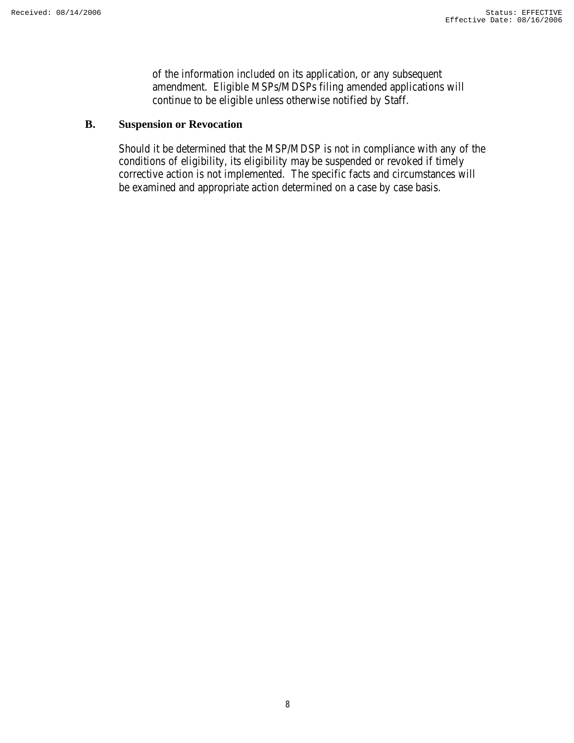of the information included on its application, or any subsequent amendment. Eligible MSPs/MDSPs filing amended applications will continue to be eligible unless otherwise notified by Staff.

## B. Suspension or Revocation

Should it be determined that the MSP/MDSP is not in compliance with any of the conditions of eligibility, its eligibility may be suspended or revoked if timely corrective action is not implemented. The specific facts and circumstances will be examined and appropriate action determined on a case by case basis.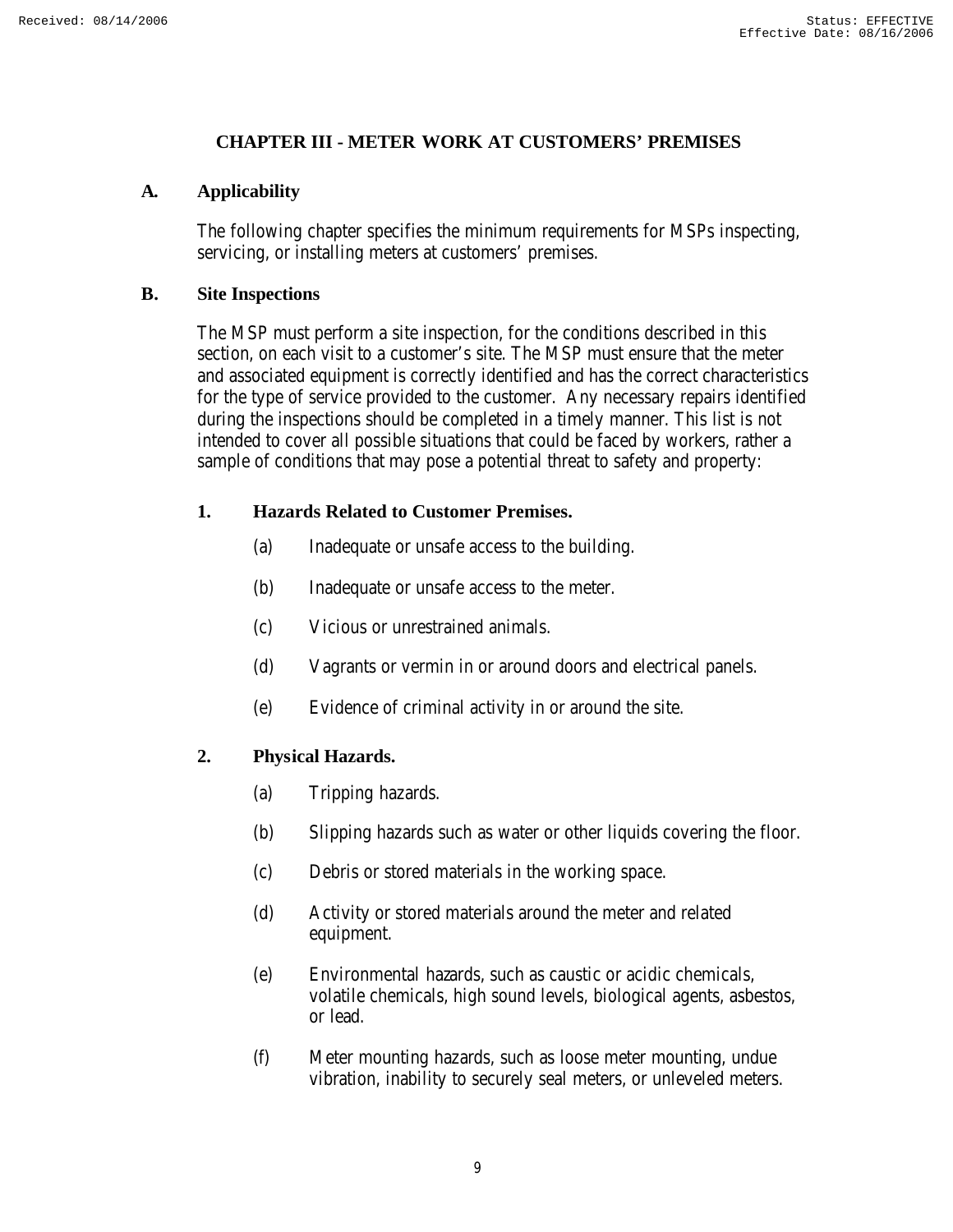## CHAPTER III - METER WORK AT CUSTOMERS' PREMISES

### A. Applicability

The following chapter specifies the minimum requirements for MSPs inspecting, servicing, or installing meters at customers' premises.

### B. Site Inspections

The MSP must perform a site inspection, for the conditions described in this section, on each visit to a customer's site. The MSP must ensure that the meter and associated equipment is correctly identified and has the correct characteristics for the type of service provided to the customer. Any necessary repairs identified during the inspections should be completed in a timely manner. This list is not intended to cover all possible situations that could be faced by workers, rather a sample of conditions that may pose a potential threat to safety and property:

#### 1. Hazards Related to Customer Premises.

(a) Inadequate or unsafe access to the building.

(b) Inadequate or unsafe access to the meter.

(c) Vicious or unrestrained animals.

(d) Vagrants or vermin in or around doors and electrical panels.

(e) Evidence of criminal activity in or around the site.

#### 2. Physical Hazards.

(a) Tripping hazards.

(b) Slipping hazards such as water or other liquids covering the floor.

(c) Debris or stored materials in the working space.

(d) Activity or stored materials around the meter and related equipment.

(e) Environmental hazards, such as caustic or acidic chemicals, volatile chemicals, high sound levels, biological agents, asbestos, or lead.

(f) Meter mounting hazards, such as loose meter mounting, undue vibration, inability to securely seal meters, or unleveled meters.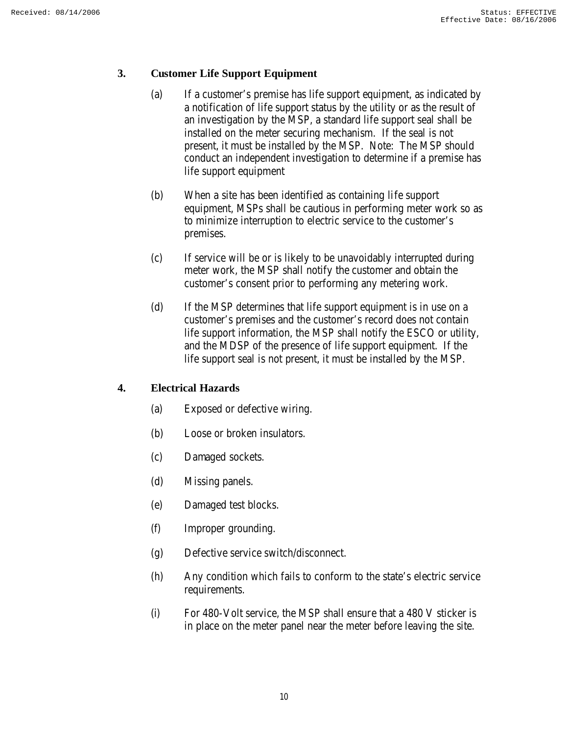## 3. Customer Life Support Equipment

(a) If a customer's premise has life support equipment, as indicated by a notification of life support status by the utility or as the result of an investigation by the MSP, a standard life support seal shall be installed on the meter securing mechanism. If the seal is not present, it must be installed by the MSP. Note: The MSP should conduct an independent investigation to determine if a premise has life support equipment

(b) When a site has been identified as containing life support equipment, MSPs shall be cautious in performing meter work so as to minimize interruption to electric service to the customer's premises.

(c) If service will be or is likely to be unavoidably interrupted during meter work, the MSP shall notify the customer and obtain the customer's consent prior to performing any metering work.

(d) If the MSP determines that life support equipment is in use on a customer's premises and the customer's record does not contain life support information, the MSP shall notify the ESCO or utility, and the MDSP of the presence of life support equipment. If the life support seal is not present, it must be installed by the MSP.

## 4. Electrical Hazards

(a) Exposed or defective wiring.

(b) Loose or broken insulators.

(c) Damaged sockets.

(d) Missing panels.

(e) Damaged test blocks.

(f) Improper grounding.

(g) Defective service switch/disconnect.

(h) Any condition which fails to conform to the state's electric service requirements.

(i) For 480-Volt service, the MSP shall ensure that a 480 V sticker is in place on the meter panel near the meter before leaving the site.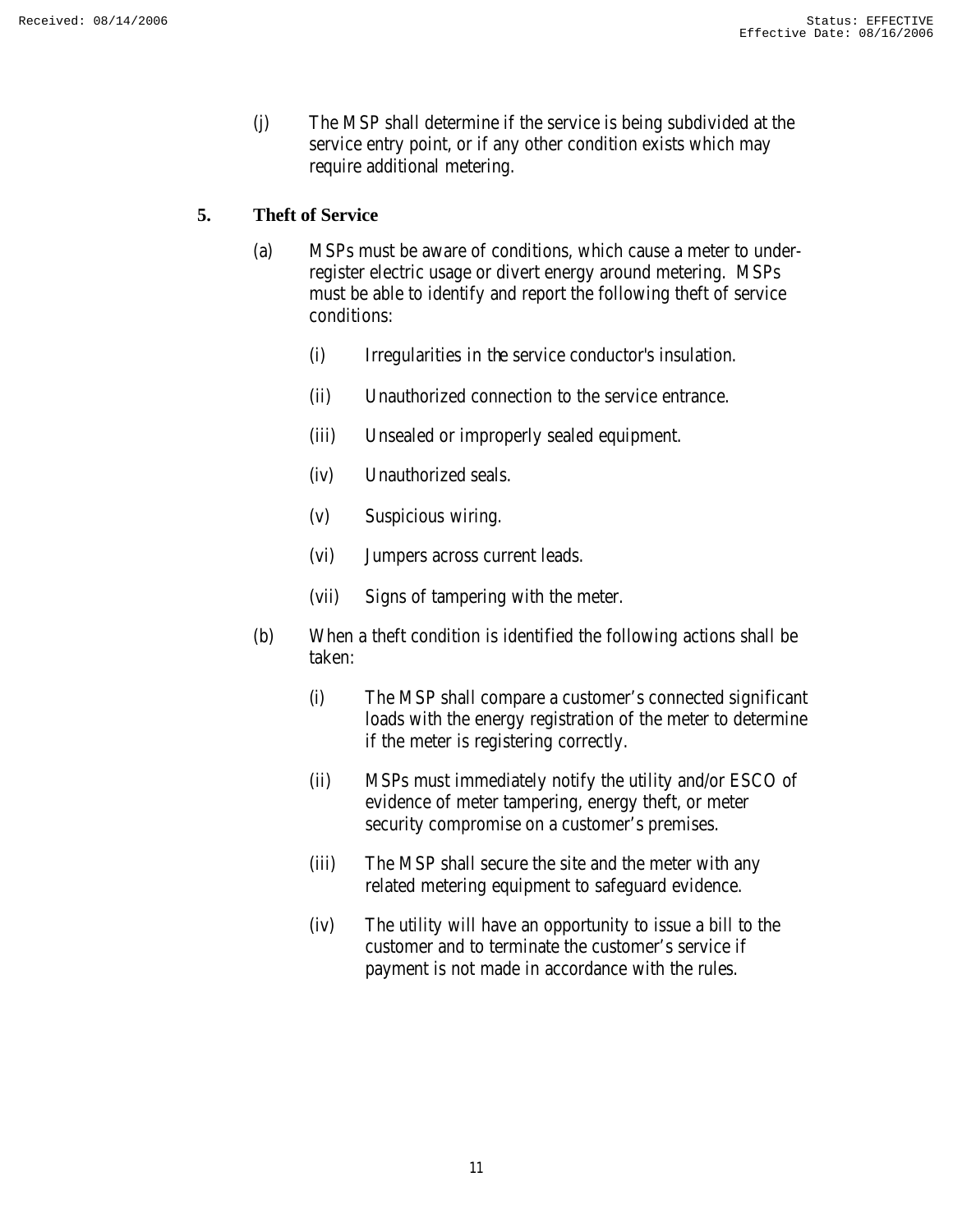(j) The MSP shall determine if the service is being subdivided at the service entry point, or if any other condition exists which may require additional metering.

## 5. Theft of Service

(a) MSPs must be aware of conditions, which cause a meter to under-register electric usage or divert energy around metering. MSPs must be able to identify and report the following theft of service conditions:

- (i) Irregularities in the service conductor's insulation.
- (ii) Unauthorized connection to the service entrance.
- (iii) Unsealed or improperly sealed equipment.
- (iv) Unauthorized seals.
- (v) Suspicious wiring.
- (vi) Jumpers across current leads.
- (vii) Signs of tampering with the meter.

(b) When a theft condition is identified the following actions shall be taken:

- (i) The MSP shall compare a customer's connected significant loads with the energy registration of the meter to determine if the meter is registering correctly.
- (ii) MSPs must immediately notify the utility and/or ESCO of evidence of meter tampering, energy theft, or meter security compromise on a customer's premises.
- (iii) The MSP shall secure the site and the meter with any related metering equipment to safeguard evidence.
- (iv) The utility will have an opportunity to issue a bill to the customer and to terminate the customer's service if payment is not made in accordance with the rules.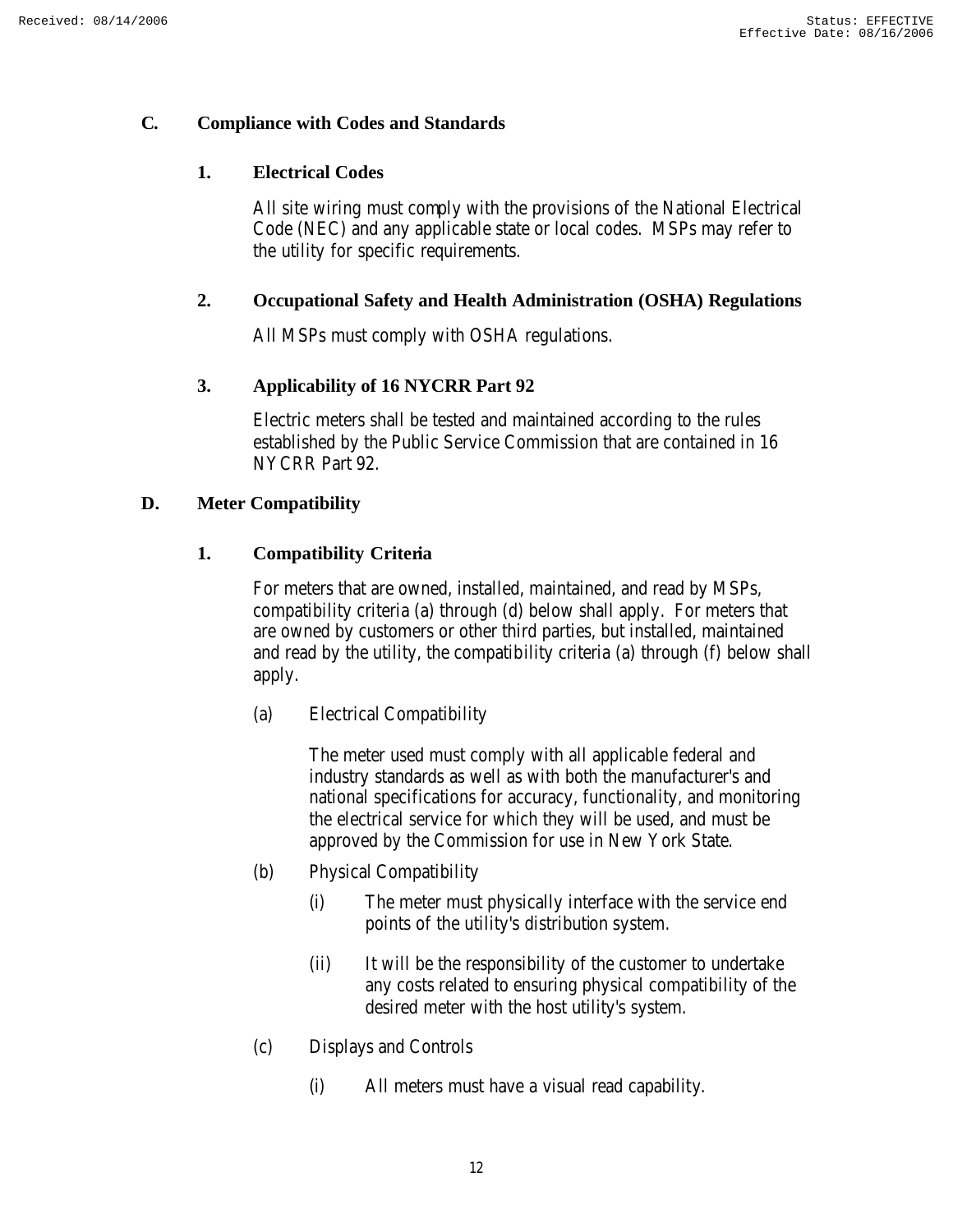## C. Compliance with Codes and Standards

### 1. Electrical Codes

All site wiring must comply with the provisions of the National Electrical Code (NEC) and any applicable state or local codes. MSPs may refer to the utility for specific requirements.

### 2. Occupational Safety and Health Administration (OSHA) Regulations

All MSPs must comply with OSHA regulations.

### 3. Applicability of 16 NYCRR Part 92

Electric meters shall be tested and maintained according to the rules established by the Public Service Commission that are contained in 16 NYCRR Part 92.

## D. Meter Compatibility

### 1. Compatibility Criteria

For meters that are owned, installed, maintained, and read by MSPs, compatibility criteria (a) through (d) below shall apply. For meters that are owned by customers or other third parties, but installed, maintained and read by the utility, the compatibility criteria (a) through (f) below shall apply.

(a) Electrical Compatibility

The meter used must comply with all applicable federal and industry standards as well as with both the manufacturer's and national specifications for accuracy, functionality, and monitoring the electrical service for which they will be used, and must be approved by the Commission for use in New York State.

(b) Physical Compatibility

(i) The meter must physically interface with the service end points of the utility's distribution system.

(ii) It will be the responsibility of the customer to undertake any costs related to ensuring physical compatibility of the desired meter with the host utility's system.

(c) Displays and Controls

(i) All meters must have a visual read capability.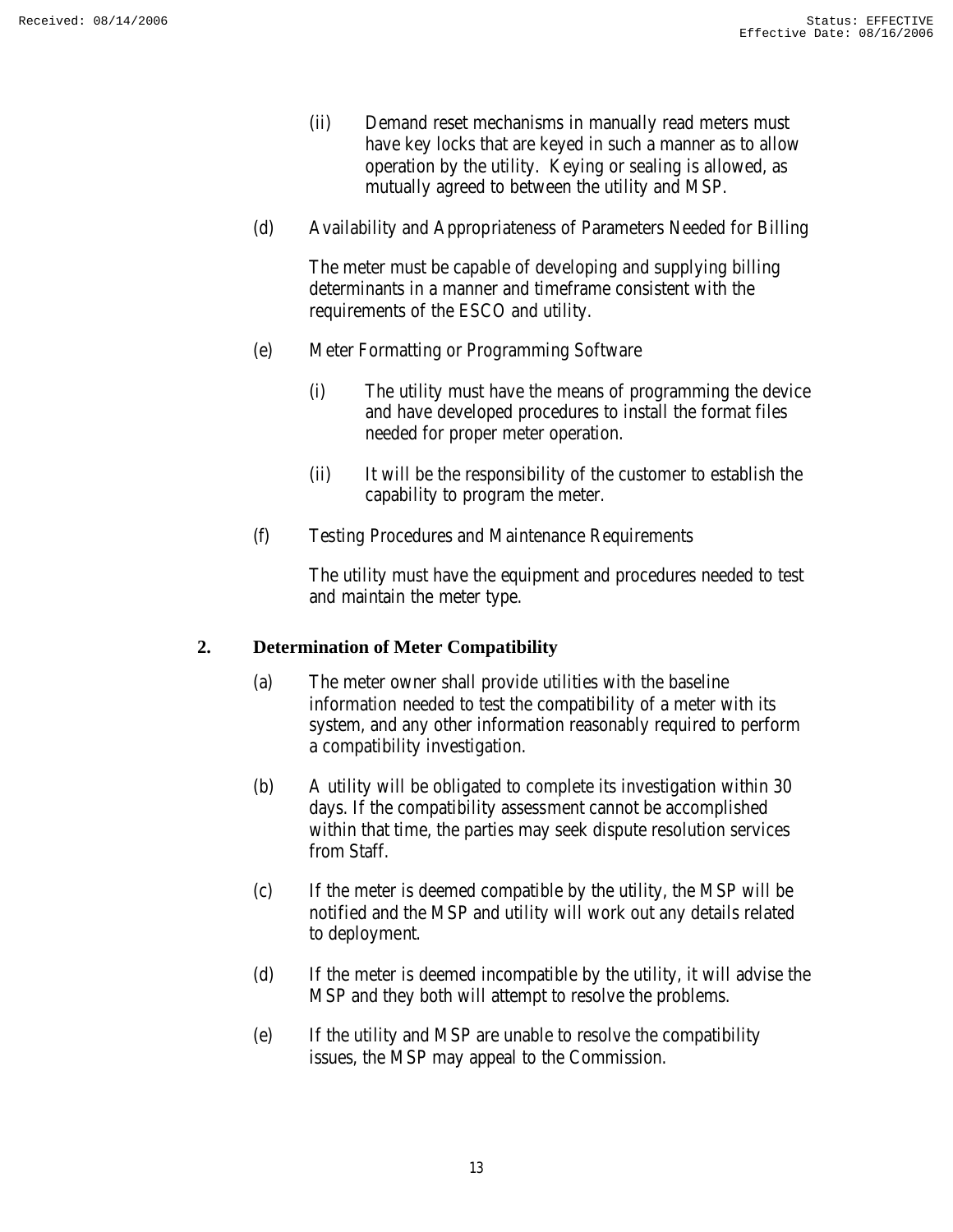(ii) Demand reset mechanisms in manually read meters must have key locks that are keyed in such a manner as to allow operation by the utility. Keying or sealing is allowed, as mutually agreed to between the utility and MSP.

(d) Availability and Appropriateness of Parameters Needed for Billing

The meter must be capable of developing and supplying billing determinants in a manner and timeframe consistent with the requirements of the ESCO and utility.

(e) Meter Formatting or Programming Software

(i) The utility must have the means of programming the device and have developed procedures to install the format files needed for proper meter operation.

(ii) It will be the responsibility of the customer to establish the capability to program the meter.

(f) Testing Procedures and Maintenance Requirements

The utility must have the equipment and procedures needed to test and maintain the meter type.

**2. Determination of Meter Compatibility**

(a) The meter owner shall provide utilities with the baseline information needed to test the compatibility of a meter with its system, and any other information reasonably required to perform a compatibility investigation.

(b) A utility will be obligated to complete its investigation within 30 days. If the compatibility assessment cannot be accomplished within that time, the parties may seek dispute resolution services from Staff.

(c) If the meter is deemed compatible by the utility, the MSP will be notified and the MSP and utility will work out any details related to deployment.

(d) If the meter is deemed incompatible by the utility, it will advise the MSP and they both will attempt to resolve the problems.

(e) If the utility and MSP are unable to resolve the compatibility issues, the MSP may appeal to the Commission.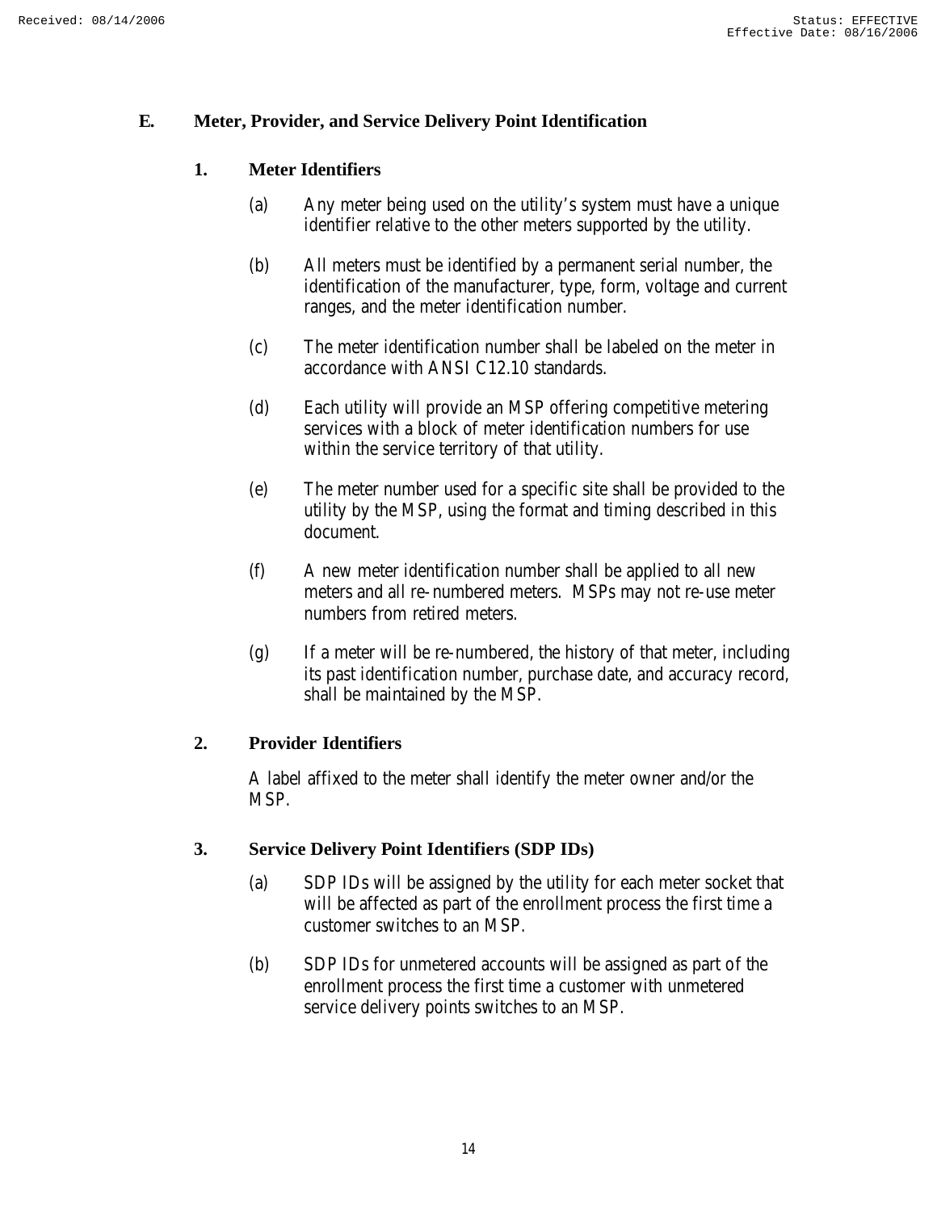## E. Meter, Provider, and Service Delivery Point Identification

### 1. Meter Identifiers

(a) Any meter being used on the utility's system must have a unique identifier relative to the other meters supported by the utility.

(b) All meters must be identified by a permanent serial number, the identification of the manufacturer, type, form, voltage and current ranges, and the meter identification number.

(c) The meter identification number shall be labeled on the meter in accordance with ANSI C12.10 standards.

(d) Each utility will provide an MSP offering competitive metering services with a block of meter identification numbers for use within the service territory of that utility.

(e) The meter number used for a specific site shall be provided to the utility by the MSP, using the format and timing described in this document.

(f) A new meter identification number shall be applied to all new meters and all re-numbered meters. MSPs may not re-use meter numbers from retired meters.

(g) If a meter will be re-numbered, the history of that meter, including its past identification number, purchase date, and accuracy record, shall be maintained by the MSP.

### 2. Provider Identifiers

A label affixed to the meter shall identify the meter owner and/or the MSP.

### 3. Service Delivery Point Identifiers (SDP IDs)

(a) SDP IDs will be assigned by the utility for each meter socket that will be affected as part of the enrollment process the first time a customer switches to an MSP.

(b) SDP IDs for unmetered accounts will be assigned as part of the enrollment process the first time a customer with unmetered service delivery points switches to an MSP.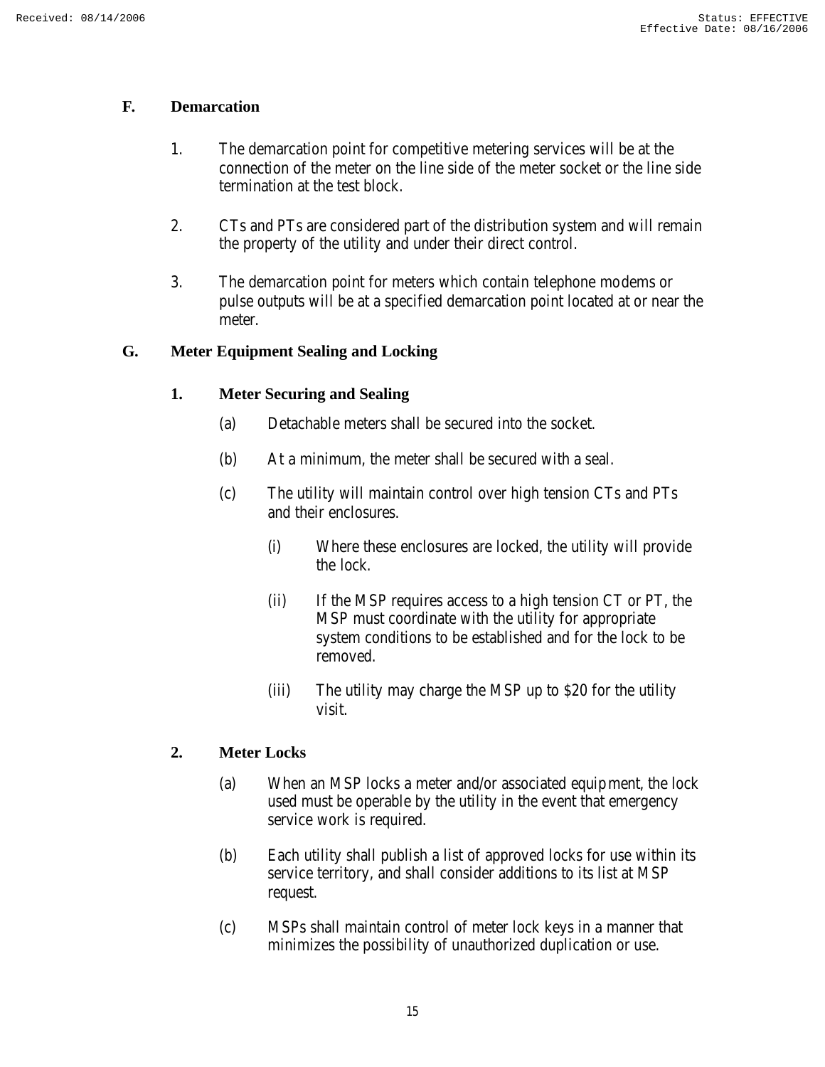## F. Demarcation

1. The demarcation point for competitive metering services will be at the connection of the meter on the line side of the meter socket or the line side termination at the test block.

2. CTs and PTs are considered part of the distribution system and will remain the property of the utility and under their direct control.

3. The demarcation point for meters which contain telephone modems or pulse outputs will be at a specified demarcation point located at or near the meter.

## G. Meter Equipment Sealing and Locking

### 1. Meter Securing and Sealing

(a) Detachable meters shall be secured into the socket.

(b) At a minimum, the meter shall be secured with a seal.

(c) The utility will maintain control over high tension CTs and PTs and their enclosures.

   (i) Where these enclosures are locked, the utility will provide the lock.

   (ii) If the MSP requires access to a high tension CT or PT, the MSP must coordinate with the utility for appropriate system conditions to be established and for the lock to be removed.

   (iii) The utility may charge the MSP up to $20 for the utility visit.

### 2. Meter Locks

(a) When an MSP locks a meter and/or associated equipment, the lock used must be operable by the utility in the event that emergency service work is required.

(b) Each utility shall publish a list of approved locks for use within its service territory, and shall consider additions to its list at MSP request.

(c) MSPs shall maintain control of meter lock keys in a manner that minimizes the possibility of unauthorized duplication or use.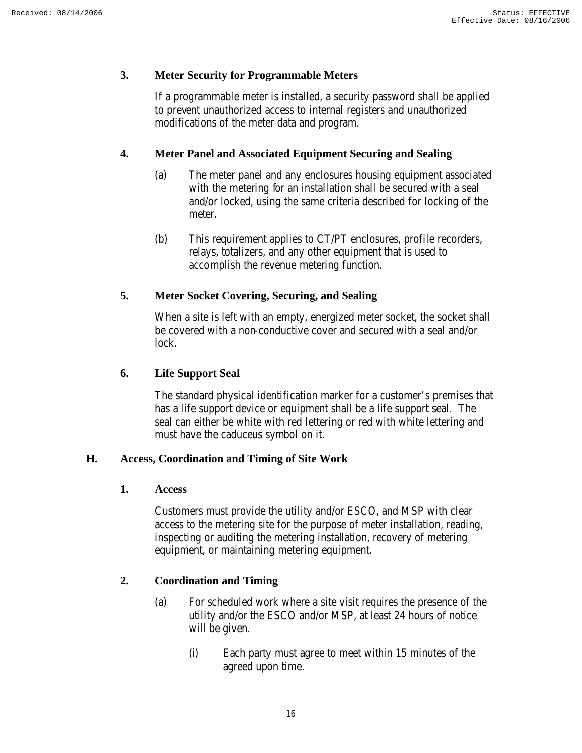### 3. Meter Security for Programmable Meters

If a programmable meter is installed, a security password shall be applied to prevent unauthorized access to internal registers and unauthorized modifications of the meter data and program.

### 4. Meter Panel and Associated Equipment Securing and Sealing

(a) The meter panel and any enclosures housing equipment associated with the metering for an installation shall be secured with a seal and/or locked, using the same criteria described for locking of the meter.

(b) This requirement applies to CT/PT enclosures, profile recorders, relays, totalizers, and any other equipment that is used to accomplish the revenue metering function.

### 5. Meter Socket Covering, Securing, and Sealing

When a site is left with an empty, energized meter socket, the socket shall be covered with a non-conductive cover and secured with a seal and/or lock.

### 6. Life Support Seal

The standard physical identification marker for a customer's premises that has a life support device or equipment shall be a life support seal. The seal can either be white with red lettering or red with white lettering and must have the caduceus symbol on it.

## H. Access, Coordination and Timing of Site Work

### 1. Access

Customers must provide the utility and/or ESCO, and MSP with clear access to the metering site for the purpose of meter installation, reading, inspecting or auditing the metering installation, recovery of metering equipment, or maintaining metering equipment.

### 2. Coordination and Timing

(a) For scheduled work where a site visit requires the presence of the utility and/or the ESCO and/or MSP, at least 24 hours of notice will be given.

(i) Each party must agree to meet within 15 minutes of the agreed upon time.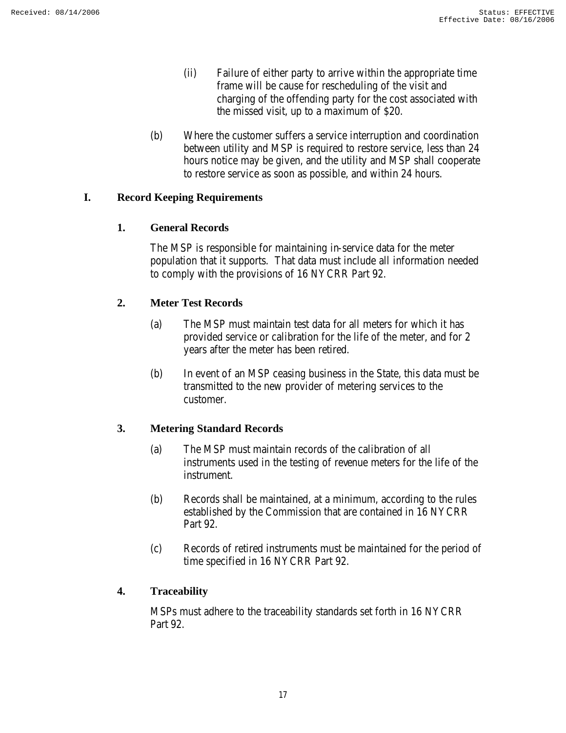(ii) Failure of either party to arrive within the appropriate time frame will be cause for rescheduling of the visit and charging of the offending party for the cost associated with the missed visit, up to a maximum of $20.

(b) Where the customer suffers a service interruption and coordination between utility and MSP is required to restore service, less than 24 hours notice may be given, and the utility and MSP shall cooperate to restore service as soon as possible, and within 24 hours.

## I. Record Keeping Requirements

### 1. General Records

The MSP is responsible for maintaining in-service data for the meter population that it supports. That data must include all information needed to comply with the provisions of 16 NYCRR Part 92.

### 2. Meter Test Records

(a) The MSP must maintain test data for all meters for which it has provided service or calibration for the life of the meter, and for 2 years after the meter has been retired.

(b) In event of an MSP ceasing business in the State, this data must be transmitted to the new provider of metering services to the customer.

### 3. Metering Standard Records

(a) The MSP must maintain records of the calibration of all instruments used in the testing of revenue meters for the life of the instrument.

(b) Records shall be maintained, at a minimum, according to the rules established by the Commission that are contained in 16 NYCRR Part 92.

(c) Records of retired instruments must be maintained for the period of time specified in 16 NYCRR Part 92.

### 4. Traceability

MSPs must adhere to the traceability standards set forth in 16 NYCRR Part 92.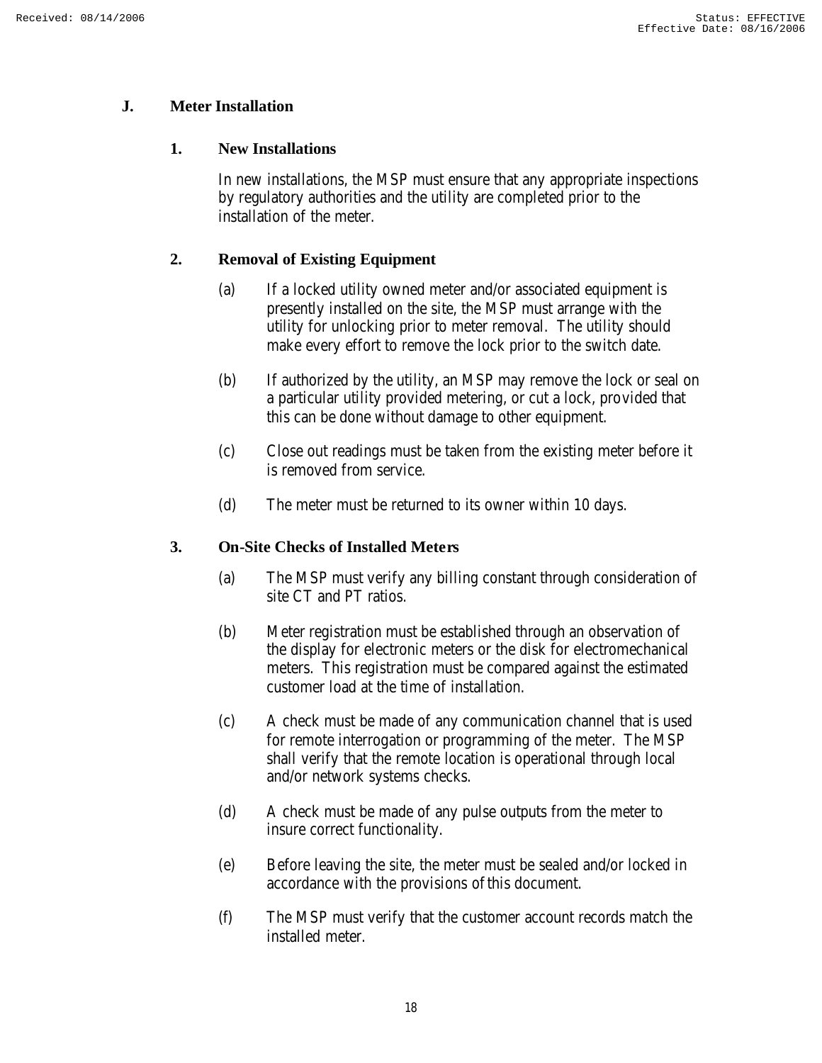## J. Meter Installation

### 1. New Installations

In new installations, the MSP must ensure that any appropriate inspections by regulatory authorities and the utility are completed prior to the installation of the meter.

### 2. Removal of Existing Equipment

(a) If a locked utility owned meter and/or associated equipment is presently installed on the site, the MSP must arrange with the utility for unlocking prior to meter removal. The utility should make every effort to remove the lock prior to the switch date.

(b) If authorized by the utility, an MSP may remove the lock or seal on a particular utility provided metering, or cut a lock, provided that this can be done without damage to other equipment.

(c) Close out readings must be taken from the existing meter before it is removed from service.

(d) The meter must be returned to its owner within 10 days.

### 3. On-Site Checks of Installed Meters

(a) The MSP must verify any billing constant through consideration of site CT and PT ratios.

(b) Meter registration must be established through an observation of the display for electronic meters or the disk for electromechanical meters. This registration must be compared against the estimated customer load at the time of installation.

(c) A check must be made of any communication channel that is used for remote interrogation or programming of the meter. The MSP shall verify that the remote location is operational through local and/or network systems checks.

(d) A check must be made of any pulse outputs from the meter to insure correct functionality.

(e) Before leaving the site, the meter must be sealed and/or locked in accordance with the provisions of this document.

(f) The MSP must verify that the customer account records match the installed meter.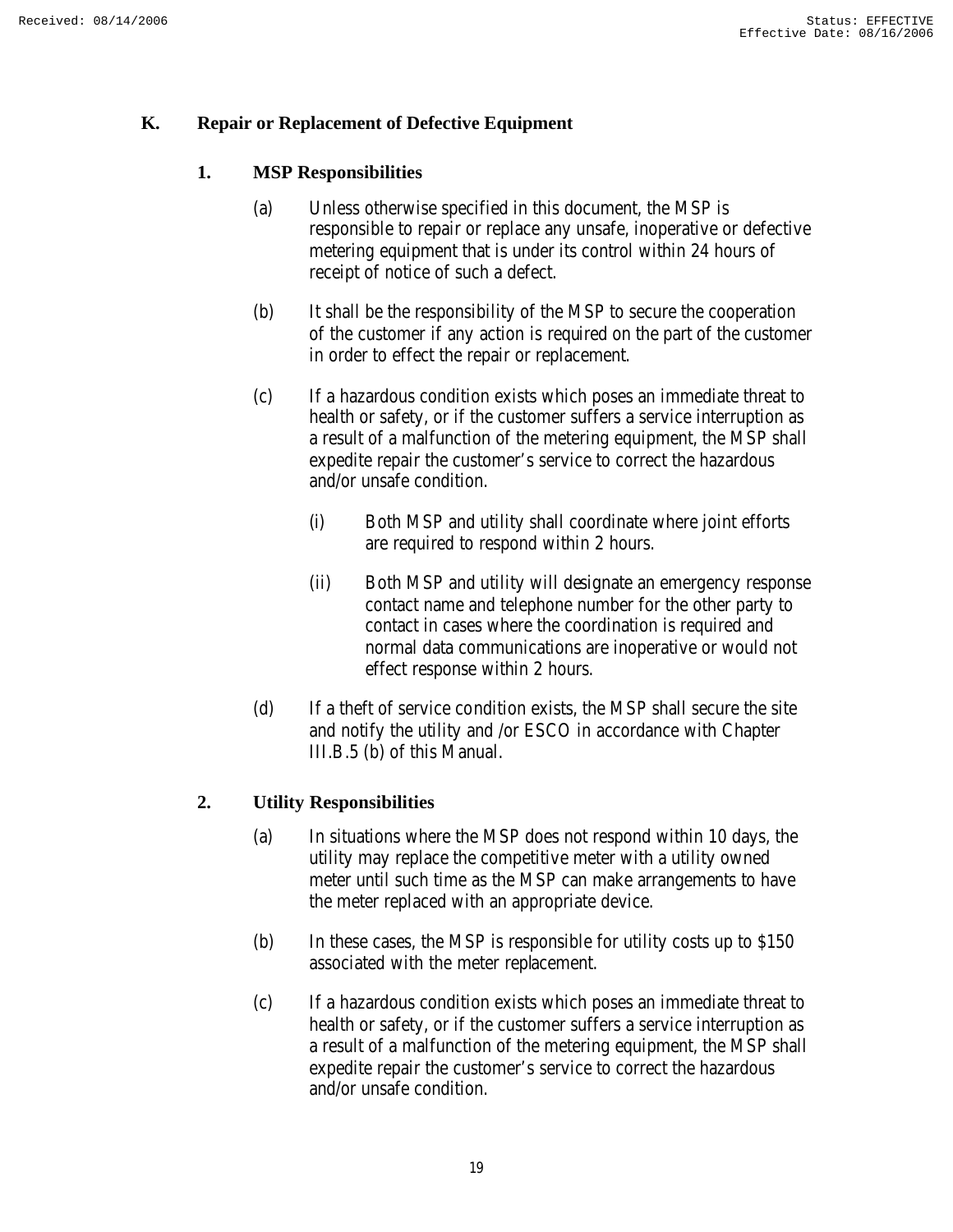## K. Repair or Replacement of Defective Equipment

### 1. MSP Responsibilities

(a) Unless otherwise specified in this document, the MSP is responsible to repair or replace any unsafe, inoperative or defective metering equipment that is under its control within 24 hours of receipt of notice of such a defect.

(b) It shall be the responsibility of the MSP to secure the cooperation of the customer if any action is required on the part of the customer in order to effect the repair or replacement.

(c) If a hazardous condition exists which poses an immediate threat to health or safety, or if the customer suffers a service interruption as a result of a malfunction of the metering equipment, the MSP shall expedite repair the customer's service to correct the hazardous and/or unsafe condition.

> (i) Both MSP and utility shall coordinate where joint efforts are required to respond within 2 hours.
>
> (ii) Both MSP and utility will designate an emergency response contact name and telephone number for the other party to contact in cases where the coordination is required and normal data communications are inoperative or would not effect response within 2 hours.

(d) If a theft of service condition exists, the MSP shall secure the site and notify the utility and /or ESCO in accordance with Chapter III.B.5 (b) of this Manual.

### 2. Utility Responsibilities

(a) In situations where the MSP does not respond within 10 days, the utility may replace the competitive meter with a utility owned meter until such time as the MSP can make arrangements to have the meter replaced with an appropriate device.

(b) In these cases, the MSP is responsible for utility costs up to $150 associated with the meter replacement.

(c) If a hazardous condition exists which poses an immediate threat to health or safety, or if the customer suffers a service interruption as a result of a malfunction of the metering equipment, the MSP shall expedite repair the customer's service to correct the hazardous and/or unsafe condition.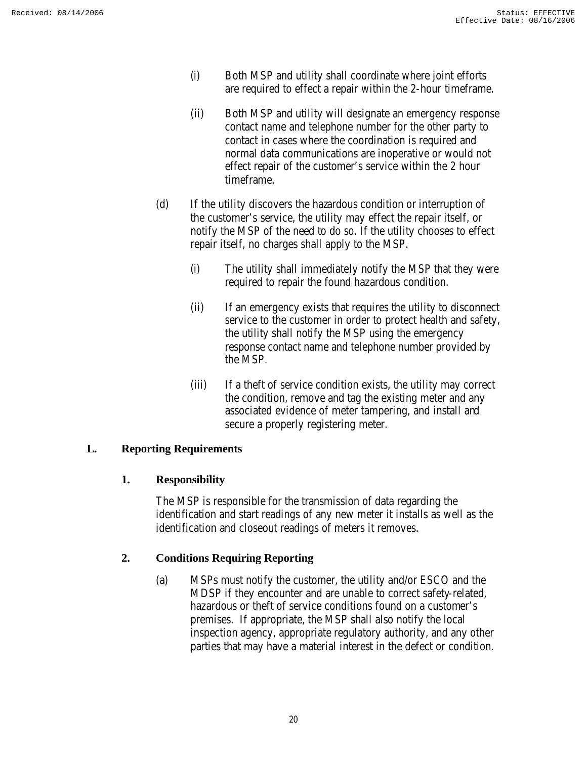(i) Both MSP and utility shall coordinate where joint efforts are required to effect a repair within the 2-hour timeframe.

(ii) Both MSP and utility will designate an emergency response contact name and telephone number for the other party to contact in cases where the coordination is required and normal data communications are inoperative or would not effect repair of the customer's service within the 2 hour timeframe.

(d) If the utility discovers the hazardous condition or interruption of the customer's service, the utility may effect the repair itself, or notify the MSP of the need to do so. If the utility chooses to effect repair itself, no charges shall apply to the MSP.

(i) The utility shall immediately notify the MSP that they were required to repair the found hazardous condition.

(ii) If an emergency exists that requires the utility to disconnect service to the customer in order to protect health and safety, the utility shall notify the MSP using the emergency response contact name and telephone number provided by the MSP.

(iii) If a theft of service condition exists, the utility may correct the condition, remove and tag the existing meter and any associated evidence of meter tampering, and install and secure a properly registering meter.

## L. Reporting Requirements

### 1. Responsibility

The MSP is responsible for the transmission of data regarding the identification and start readings of any new meter it installs as well as the identification and closeout readings of meters it removes.

### 2. Conditions Requiring Reporting

(a) MSPs must notify the customer, the utility and/or ESCO and the MDSP if they encounter and are unable to correct safety-related, hazardous or theft of service conditions found on a customer's premises. If appropriate, the MSP shall also notify the local inspection agency, appropriate regulatory authority, and any other parties that may have a material interest in the defect or condition.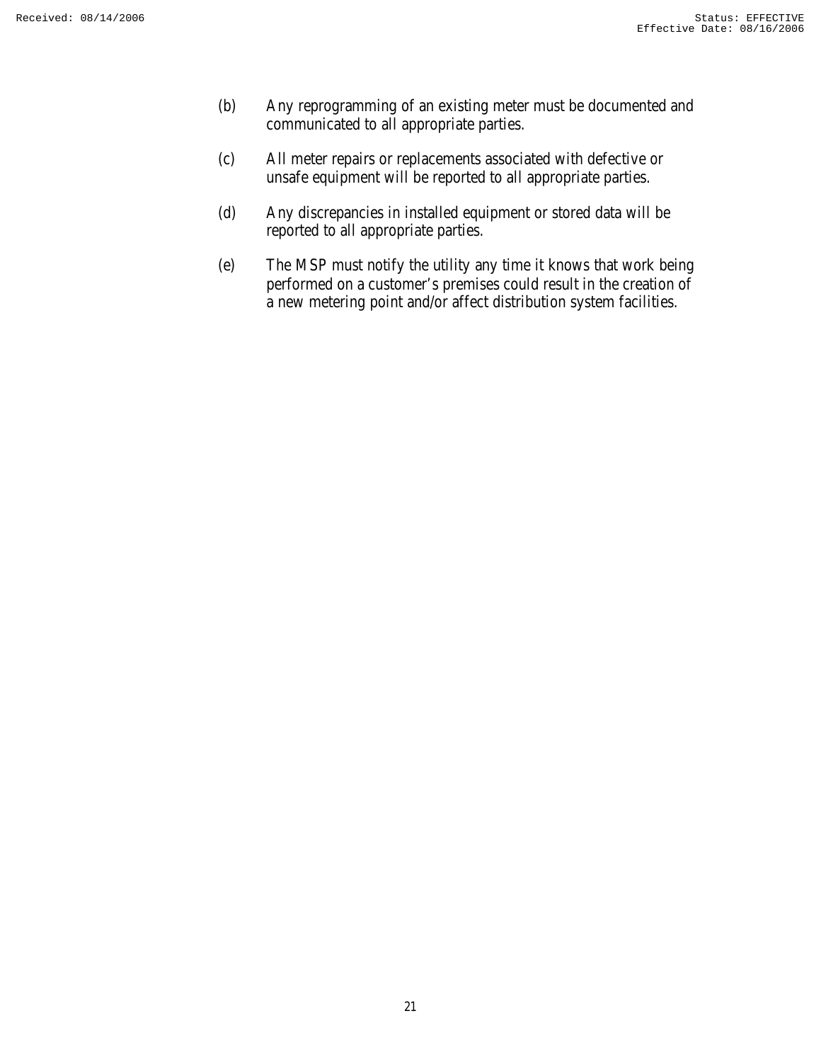(b) Any reprogramming of an existing meter must be documented and communicated to all appropriate parties.

(c) All meter repairs or replacements associated with defective or unsafe equipment will be reported to all appropriate parties.

(d) Any discrepancies in installed equipment or stored data will be reported to all appropriate parties.

(e) The MSP must notify the utility any time it knows that work being performed on a customer's premises could result in the creation of a new metering point and/or affect distribution system facilities.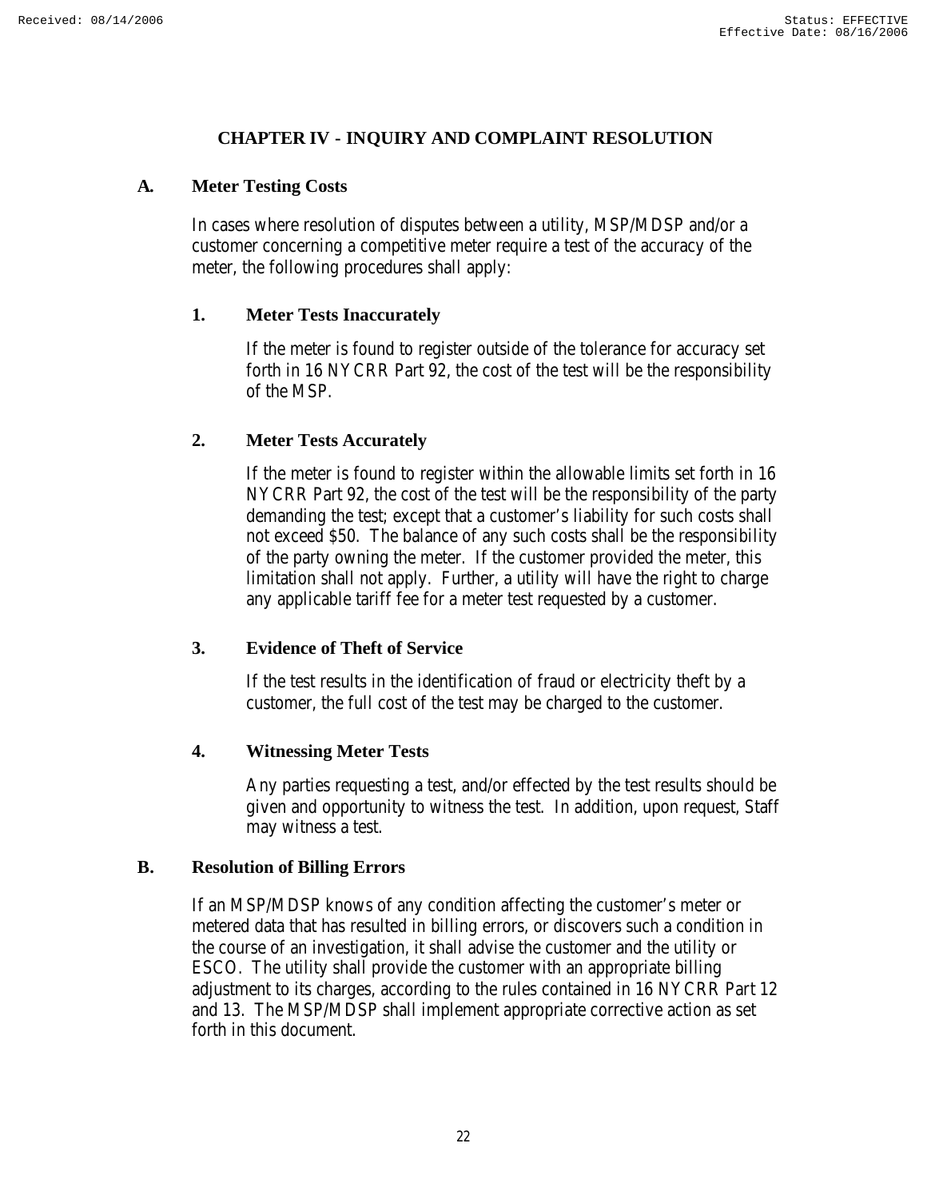# CHAPTER IV - INQUIRY AND COMPLAINT RESOLUTION

## A. Meter Testing Costs

In cases where resolution of disputes between a utility, MSP/MDSP and/or a customer concerning a competitive meter require a test of the accuracy of the meter, the following procedures shall apply:

### 1. Meter Tests Inaccurately

If the meter is found to register outside of the tolerance for accuracy set forth in 16 NYCRR Part 92, the cost of the test will be the responsibility of the MSP.

### 2. Meter Tests Accurately

If the meter is found to register within the allowable limits set forth in 16 NYCRR Part 92, the cost of the test will be the responsibility of the party demanding the test; except that a customer's liability for such costs shall not exceed $50. The balance of any such costs shall be the responsibility of the party owning the meter. If the customer provided the meter, this limitation shall not apply. Further, a utility will have the right to charge any applicable tariff fee for a meter test requested by a customer.

### 3. Evidence of Theft of Service

If the test results in the identification of fraud or electricity theft by a customer, the full cost of the test may be charged to the customer.

### 4. Witnessing Meter Tests

Any parties requesting a test, and/or effected by the test results should be given and opportunity to witness the test. In addition, upon request, Staff may witness a test.

## B. Resolution of Billing Errors

If an MSP/MDSP knows of any condition affecting the customer's meter or metered data that has resulted in billing errors, or discovers such a condition in the course of an investigation, it shall advise the customer and the utility or ESCO. The utility shall provide the customer with an appropriate billing adjustment to its charges, according to the rules contained in 16 NYCRR Part 12 and 13. The MSP/MDSP shall implement appropriate corrective action as set forth in this document.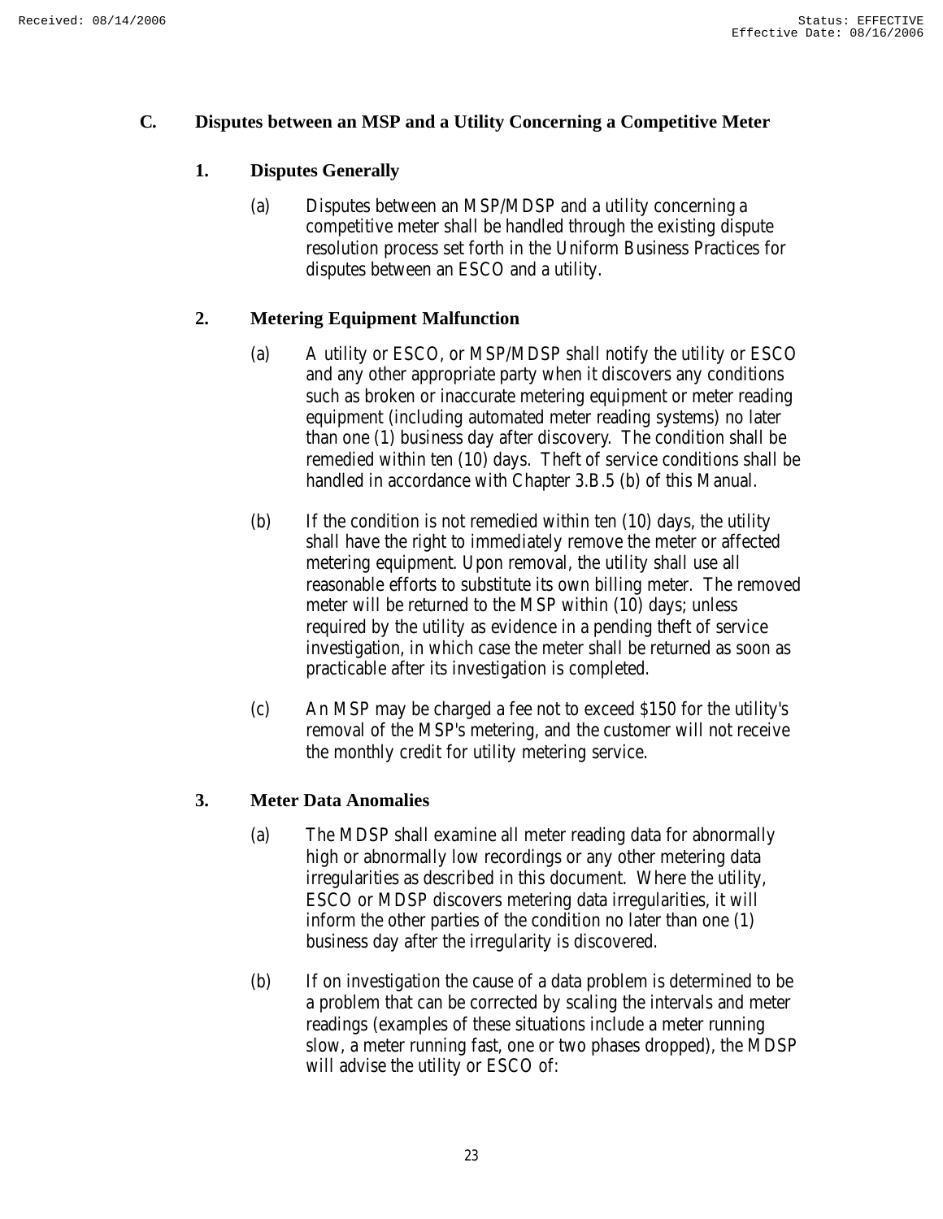## C. Disputes between an MSP and a Utility Concerning a Competitive Meter

### 1. Disputes Generally

(a) Disputes between an MSP/MDSP and a utility concerning a competitive meter shall be handled through the existing dispute resolution process set forth in the Uniform Business Practices for disputes between an ESCO and a utility.

### 2. Metering Equipment Malfunction

(a) A utility or ESCO, or MSP/MDSP shall notify the utility or ESCO and any other appropriate party when it discovers any conditions such as broken or inaccurate metering equipment or meter reading equipment (including automated meter reading systems) no later than one (1) business day after discovery. The condition shall be remedied within ten (10) days. Theft of service conditions shall be handled in accordance with Chapter 3.B.5 (b) of this Manual.

(b) If the condition is not remedied within ten (10) days, the utility shall have the right to immediately remove the meter or affected metering equipment. Upon removal, the utility shall use all reasonable efforts to substitute its own billing meter. The removed meter will be returned to the MSP within (10) days; unless required by the utility as evidence in a pending theft of service investigation, in which case the meter shall be returned as soon as practicable after its investigation is completed.

(c) An MSP may be charged a fee not to exceed $150 for the utility's removal of the MSP's metering, and the customer will not receive the monthly credit for utility metering service.

### 3. Meter Data Anomalies

(a) The MDSP shall examine all meter reading data for abnormally high or abnormally low recordings or any other metering data irregularities as described in this document. Where the utility, ESCO or MDSP discovers metering data irregularities, it will inform the other parties of the condition no later than one (1) business day after the irregularity is discovered.

(b) If on investigation the cause of a data problem is determined to be a problem that can be corrected by scaling the intervals and meter readings (examples of these situations include a meter running slow, a meter running fast, one or two phases dropped), the MDSP will advise the utility or ESCO of: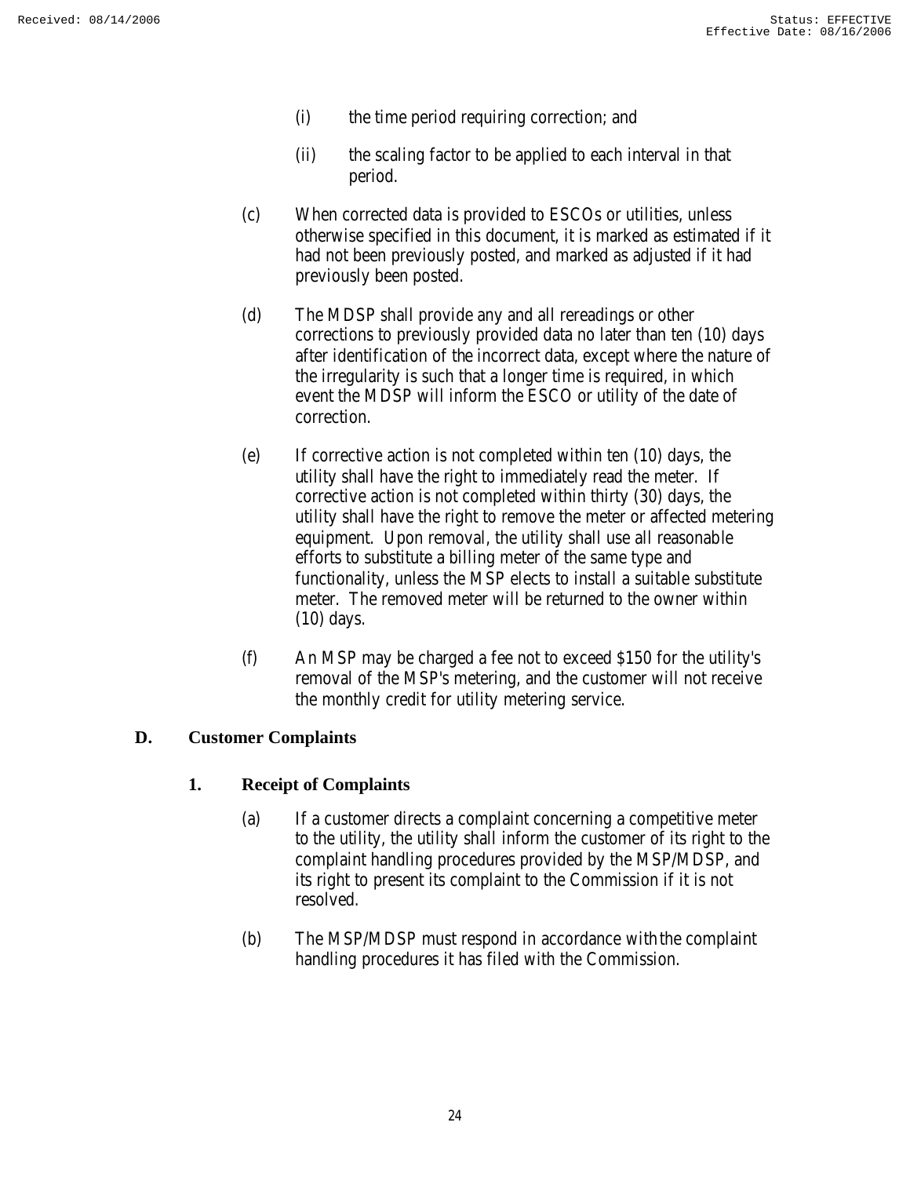(i) the time period requiring correction; and

(ii) the scaling factor to be applied to each interval in that period.

(c) When corrected data is provided to ESCOs or utilities, unless otherwise specified in this document, it is marked as estimated if it had not been previously posted, and marked as adjusted if it had previously been posted.

(d) The MDSP shall provide any and all rereadings or other corrections to previously provided data no later than ten (10) days after identification of the incorrect data, except where the nature of the irregularity is such that a longer time is required, in which event the MDSP will inform the ESCO or utility of the date of correction.

(e) If corrective action is not completed within ten (10) days, the utility shall have the right to immediately read the meter. If corrective action is not completed within thirty (30) days, the utility shall have the right to remove the meter or affected metering equipment. Upon removal, the utility shall use all reasonable efforts to substitute a billing meter of the same type and functionality, unless the MSP elects to install a suitable substitute meter. The removed meter will be returned to the owner within (10) days.

(f) An MSP may be charged a fee not to exceed $150 for the utility's removal of the MSP's metering, and the customer will not receive the monthly credit for utility metering service.

## D. Customer Complaints

### 1. Receipt of Complaints

(a) If a customer directs a complaint concerning a competitive meter to the utility, the utility shall inform the customer of its right to the complaint handling procedures provided by the MSP/MDSP, and its right to present its complaint to the Commission if it is not resolved.

(b) The MSP/MDSP must respond in accordance with the complaint handling procedures it has filed with the Commission.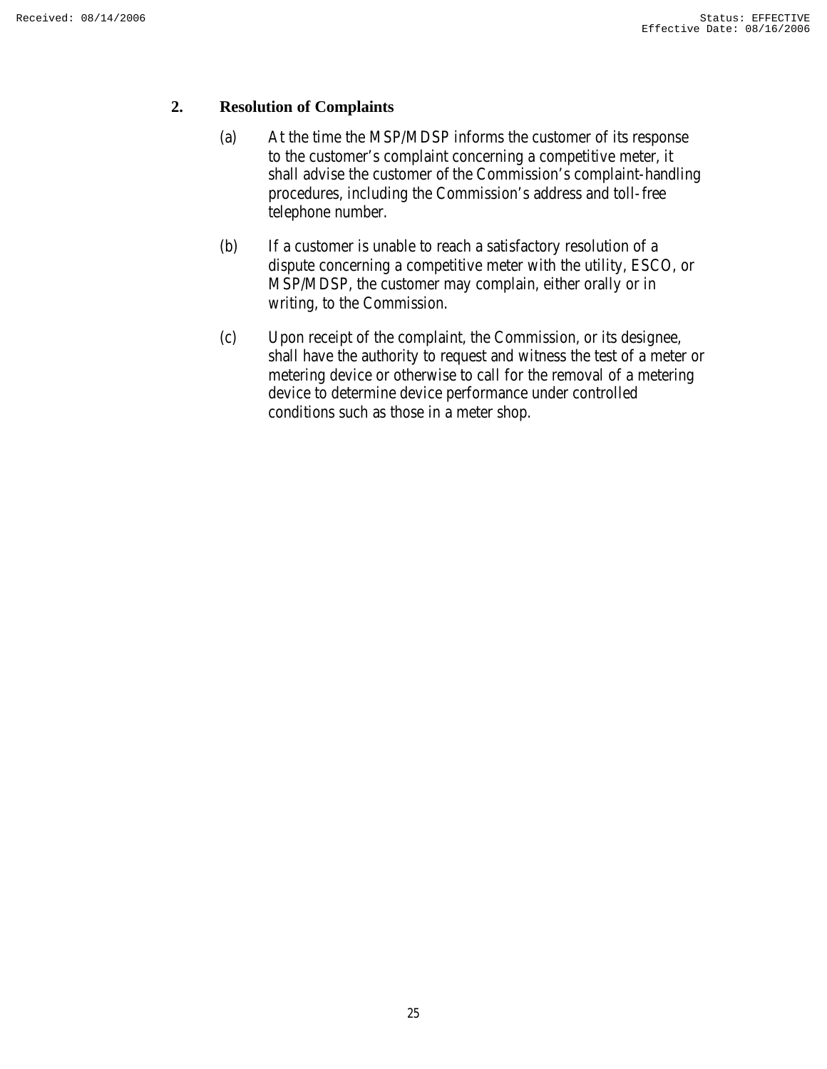## 2. Resolution of Complaints

(a) At the time the MSP/MDSP informs the customer of its response to the customer's complaint concerning a competitive meter, it shall advise the customer of the Commission's complaint-handling procedures, including the Commission's address and toll-free telephone number.

(b) If a customer is unable to reach a satisfactory resolution of a dispute concerning a competitive meter with the utility, ESCO, or MSP/MDSP, the customer may complain, either orally or in writing, to the Commission.

(c) Upon receipt of the complaint, the Commission, or its designee, shall have the authority to request and witness the test of a meter or metering device or otherwise to call for the removal of a metering device to determine device performance under controlled conditions such as those in a meter shop.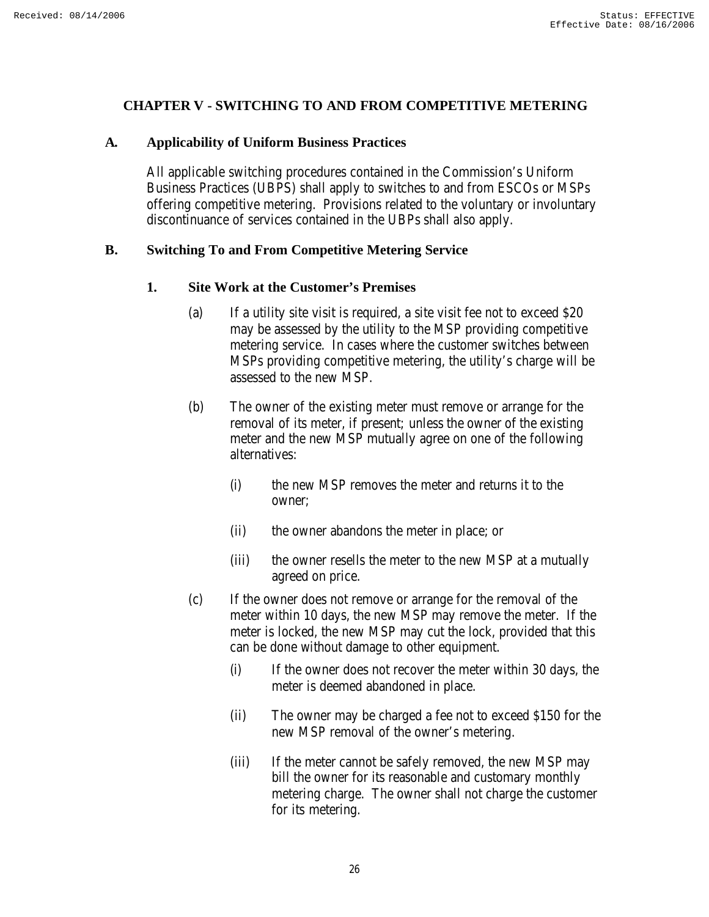## CHAPTER V - SWITCHING TO AND FROM COMPETITIVE METERING

### A. Applicability of Uniform Business Practices

All applicable switching procedures contained in the Commission's Uniform Business Practices (UBPS) shall apply to switches to and from ESCOs or MSPs offering competitive metering. Provisions related to the voluntary or involuntary discontinuance of services contained in the UBPs shall also apply.

### B. Switching To and From Competitive Metering Service

#### 1. Site Work at the Customer's Premises

(a) If a utility site visit is required, a site visit fee not to exceed $20 may be assessed by the utility to the MSP providing competitive metering service. In cases where the customer switches between MSPs providing competitive metering, the utility's charge will be assessed to the new MSP.

(b) The owner of the existing meter must remove or arrange for the removal of its meter, if present; unless the owner of the existing meter and the new MSP mutually agree on one of the following alternatives:

- (i) the new MSP removes the meter and returns it to the owner;
- (ii) the owner abandons the meter in place; or
- (iii) the owner resells the meter to the new MSP at a mutually agreed on price.

(c) If the owner does not remove or arrange for the removal of the meter within 10 days, the new MSP may remove the meter. If the meter is locked, the new MSP may cut the lock, provided that this can be done without damage to other equipment.

- (i) If the owner does not recover the meter within 30 days, the meter is deemed abandoned in place.
- (ii) The owner may be charged a fee not to exceed $150 for the new MSP removal of the owner's metering.
- (iii) If the meter cannot be safely removed, the new MSP may bill the owner for its reasonable and customary monthly metering charge. The owner shall not charge the customer for its metering.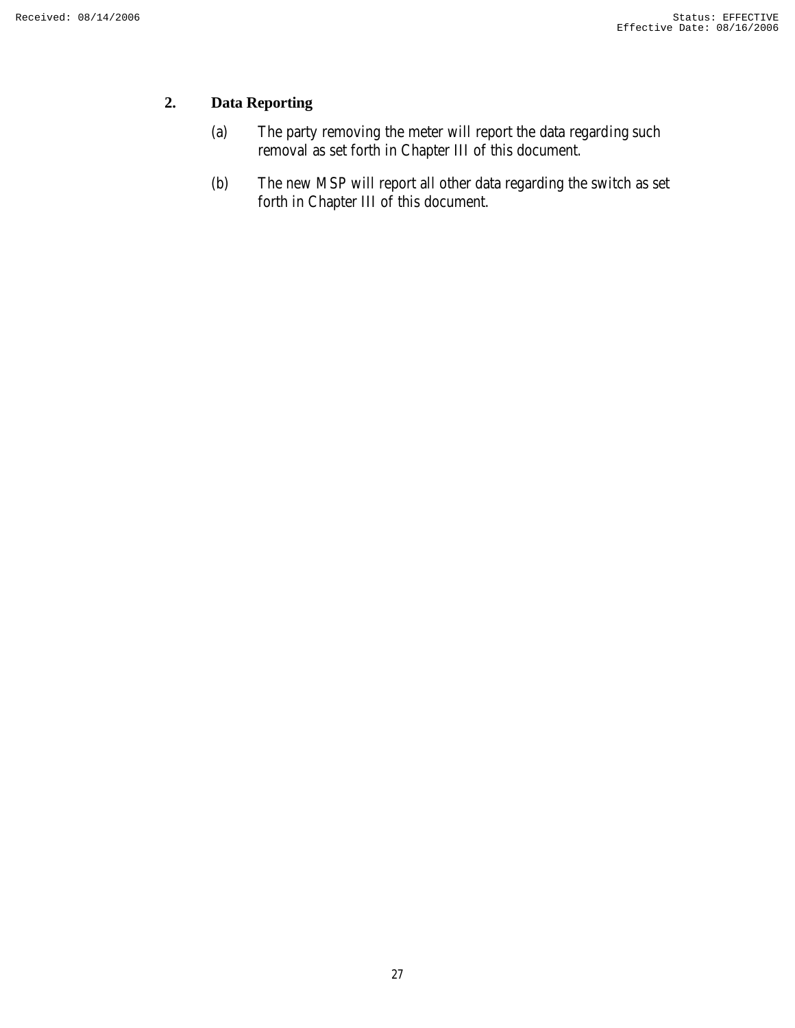## 2. Data Reporting

(a) The party removing the meter will report the data regarding such removal as set forth in Chapter III of this document.

(b) The new MSP will report all other data regarding the switch as set forth in Chapter III of this document.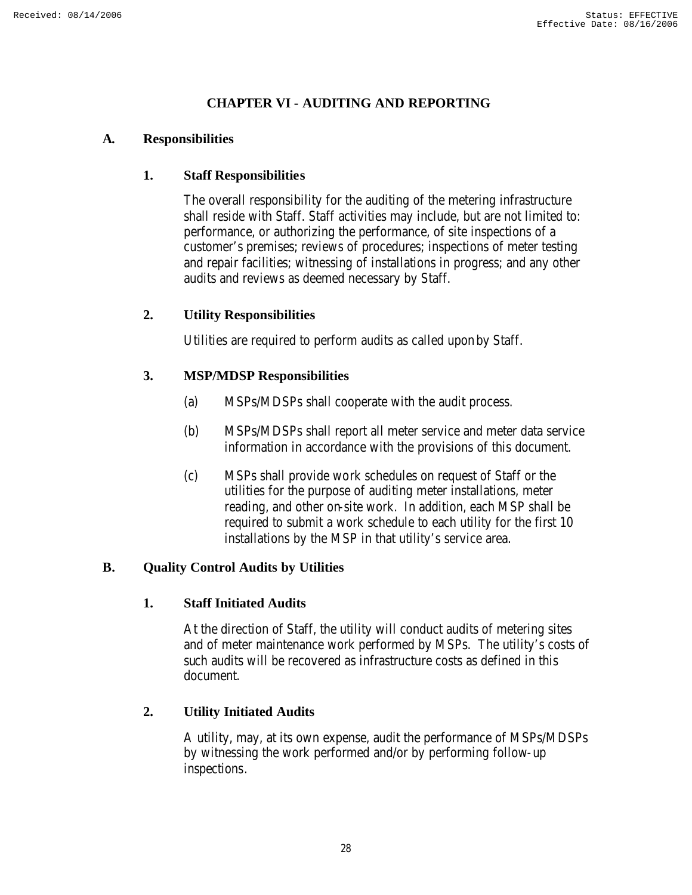# CHAPTER VI - AUDITING AND REPORTING

## A. Responsibilities

### 1. Staff Responsibilities

The overall responsibility for the auditing of the metering infrastructure shall reside with Staff. Staff activities may include, but are not limited to: performance, or authorizing the performance, of site inspections of a customer's premises; reviews of procedures; inspections of meter testing and repair facilities; witnessing of installations in progress; and any other audits and reviews as deemed necessary by Staff.

### 2. Utility Responsibilities

Utilities are required to perform audits as called upon by Staff.

### 3. MSP/MDSP Responsibilities

(a) MSPs/MDSPs shall cooperate with the audit process.

(b) MSPs/MDSPs shall report all meter service and meter data service information in accordance with the provisions of this document.

(c) MSPs shall provide work schedules on request of Staff or the utilities for the purpose of auditing meter installations, meter reading, and other on-site work. In addition, each MSP shall be required to submit a work schedule to each utility for the first 10 installations by the MSP in that utility's service area.

## B. Quality Control Audits by Utilities

### 1. Staff Initiated Audits

At the direction of Staff, the utility will conduct audits of metering sites and of meter maintenance work performed by MSPs. The utility's costs of such audits will be recovered as infrastructure costs as defined in this document.

### 2. Utility Initiated Audits

A utility, may, at its own expense, audit the performance of MSPs/MDSPs by witnessing the work performed and/or by performing follow-up inspections.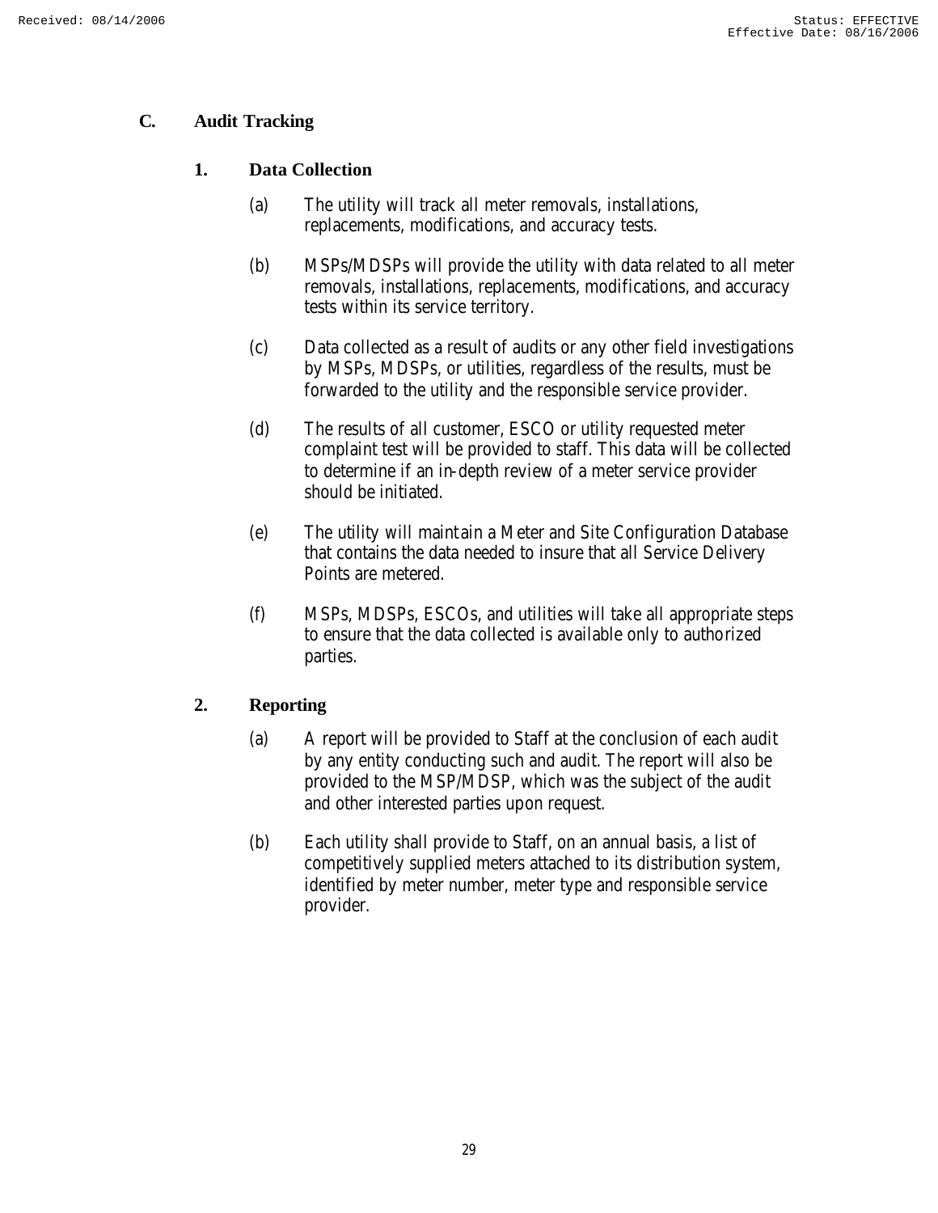## C. Audit Tracking

### 1. Data Collection

(a) The utility will track all meter removals, installations, replacements, modifications, and accuracy tests.

(b) MSPs/MDSPs will provide the utility with data related to all meter removals, installations, replacements, modifications, and accuracy tests within its service territory.

(c) Data collected as a result of audits or any other field investigations by MSPs, MDSPs, or utilities, regardless of the results, must be forwarded to the utility and the responsible service provider.

(d) The results of all customer, ESCO or utility requested meter complaint test will be provided to staff. This data will be collected to determine if an in-depth review of a meter service provider should be initiated.

(e) The utility will maintain a Meter and Site Configuration Database that contains the data needed to insure that all Service Delivery Points are metered.

(f) MSPs, MDSPs, ESCOs, and utilities will take all appropriate steps to ensure that the data collected is available only to authorized parties.

### 2. Reporting

(a) A report will be provided to Staff at the conclusion of each audit by any entity conducting such and audit. The report will also be provided to the MSP/MDSP, which was the subject of the audit and other interested parties upon request.

(b) Each utility shall provide to Staff, on an annual basis, a list of competitively supplied meters attached to its distribution system, identified by meter number, meter type and responsible service provider.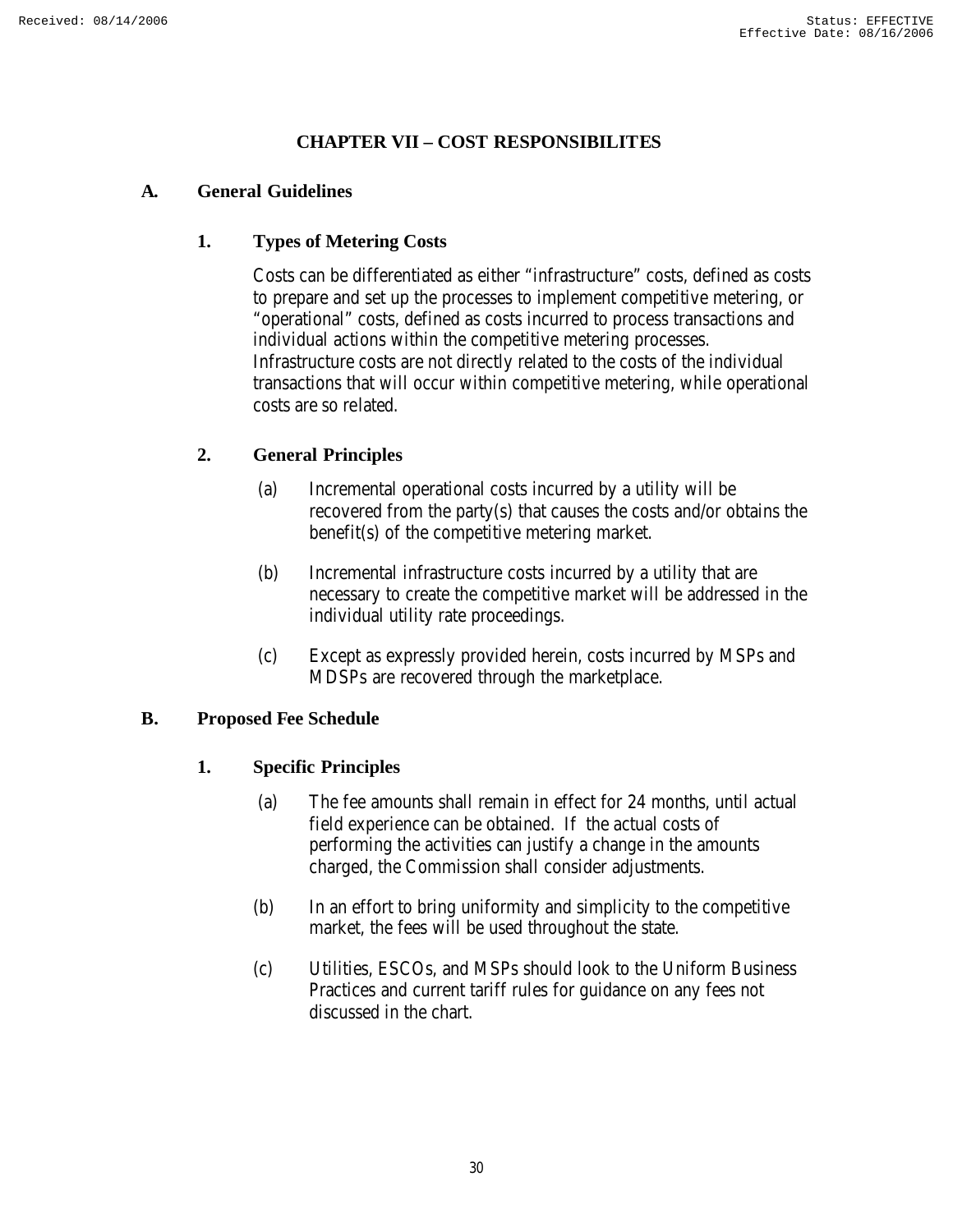# CHAPTER VII – COST RESPONSIBILITES

## A. General Guidelines

### 1. Types of Metering Costs

Costs can be differentiated as either "infrastructure" costs, defined as costs to prepare and set up the processes to implement competitive metering, or "operational" costs, defined as costs incurred to process transactions and individual actions within the competitive metering processes. Infrastructure costs are not directly related to the costs of the individual transactions that will occur within competitive metering, while operational costs are so related.

### 2. General Principles

(a) Incremental operational costs incurred by a utility will be recovered from the party(s) that causes the costs and/or obtains the benefit(s) of the competitive metering market.

(b) Incremental infrastructure costs incurred by a utility that are necessary to create the competitive market will be addressed in the individual utility rate proceedings.

(c) Except as expressly provided herein, costs incurred by MSPs and MDSPs are recovered through the marketplace.

## B. Proposed Fee Schedule

### 1. Specific Principles

(a) The fee amounts shall remain in effect for 24 months, until actual field experience can be obtained. If the actual costs of performing the activities can justify a change in the amounts charged, the Commission shall consider adjustments.

(b) In an effort to bring uniformity and simplicity to the competitive market, the fees will be used throughout the state.

(c) Utilities, ESCOs, and MSPs should look to the Uniform Business Practices and current tariff rules for guidance on any fees not discussed in the chart.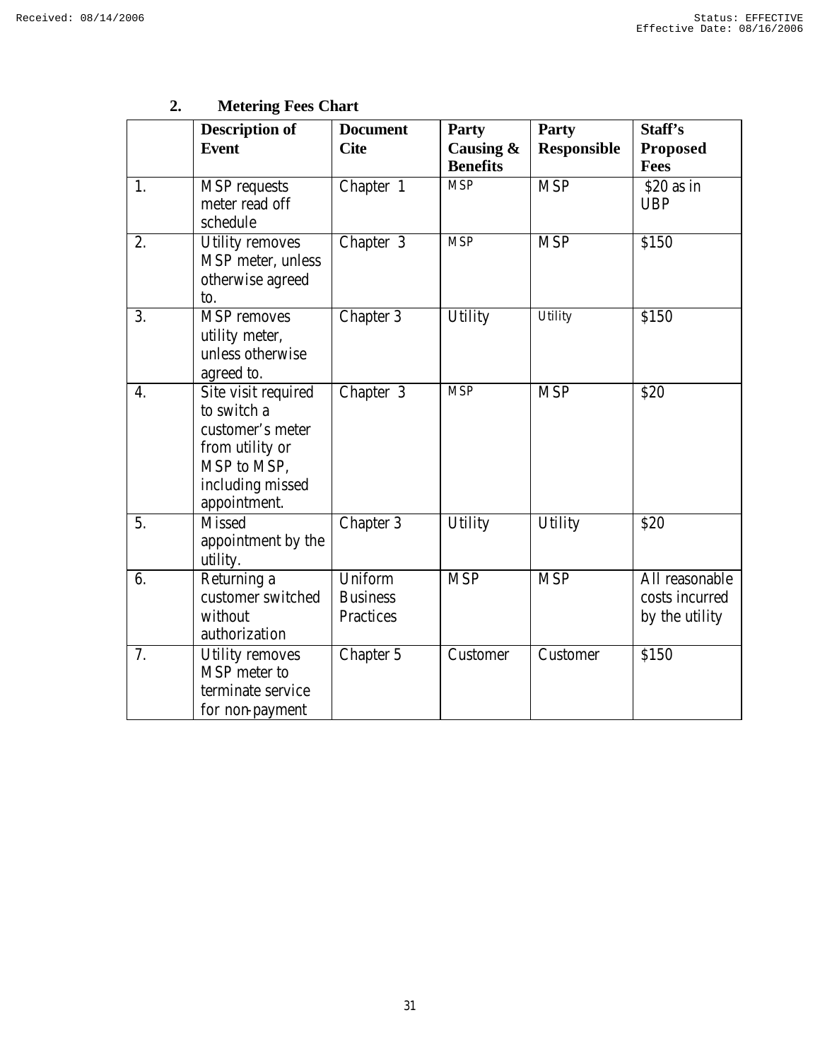## 2. Metering Fees Chart

| | Description of Event | Document Cite | Party Causing & Benefits | Party Responsible | Staff's Proposed Fees |
|---|---|---|---|---|---|
| 1. | MSP requests meter read off schedule | Chapter 1 | MSP | MSP | $20 as in UBP |
| 2. | Utility removes MSP meter, unless otherwise agreed to. | Chapter 3 | MSP | MSP | $150 |
| 3. | MSP removes utility meter, unless otherwise agreed to. | Chapter 3 | Utility | Utility | $150 |
| 4. | Site visit required to switch a customer's meter from utility or MSP to MSP, including missed appointment. | Chapter 3 | MSP | MSP | $20 |
| 5. | Missed appointment by the utility. | Chapter 3 | Utility | Utility | $20 |
| 6. | Returning a customer switched without authorization | Uniform Business Practices | MSP | MSP | All reasonable costs incurred by the utility |
| 7. | Utility removes MSP meter to terminate service for non-payment | Chapter 5 | Customer | Customer | $150 |